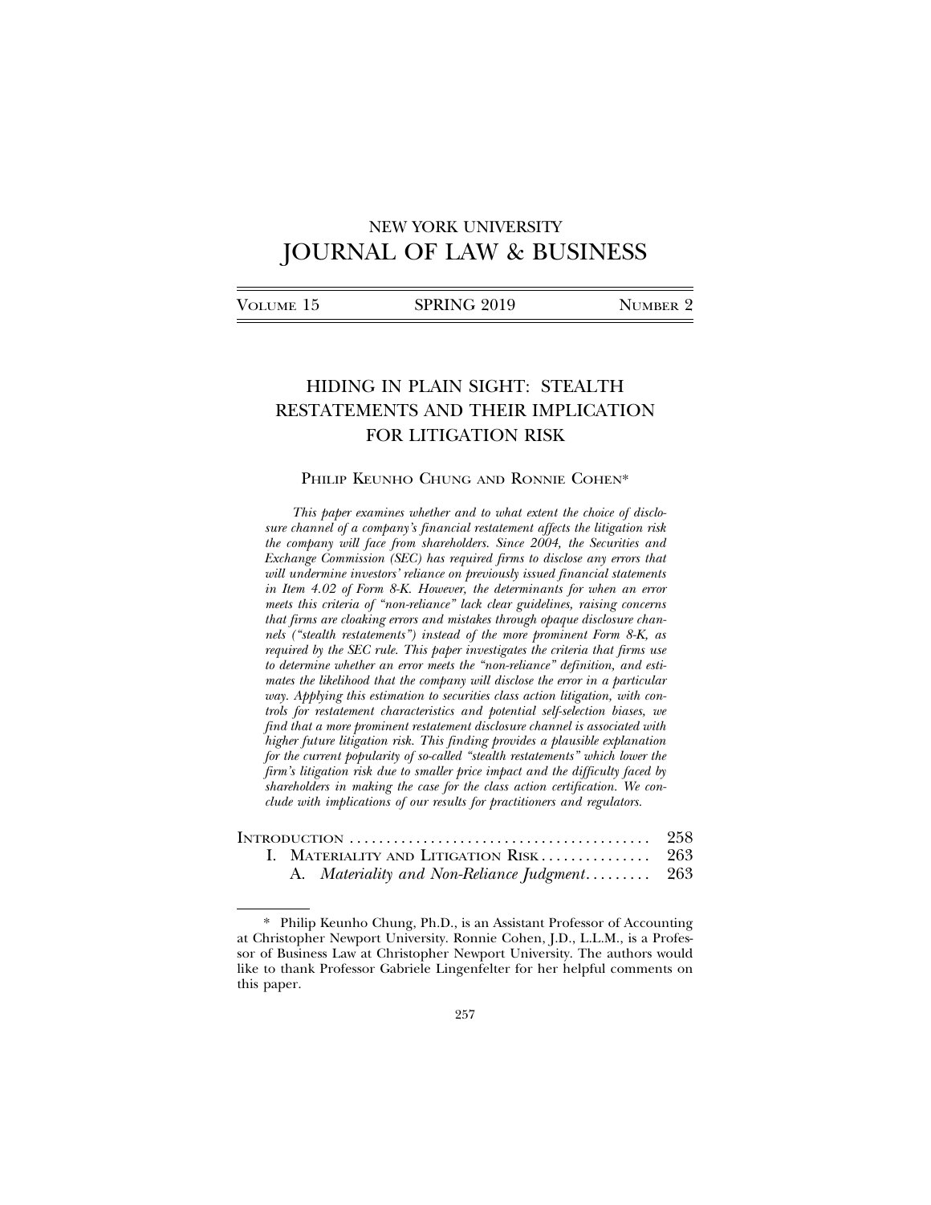NEW YORK UNIVERSITY
# JOURNAL OF LAW & BUSINESS

| VOLUME 15 | SPRING 2019 | NUMBER 2 |
|---|---|---|

## HIDING IN PLAIN SIGHT: STEALTH RESTATEMENTS AND THEIR IMPLICATION FOR LITIGATION RISK

PHILIP KEUNHO CHUNG AND RONNIE COHEN*

*This paper examines whether and to what extent the choice of disclosure channel of a company's financial restatement affects the litigation risk the company will face from shareholders. Since 2004, the Securities and Exchange Commission (SEC) has required firms to disclose any errors that will undermine investors' reliance on previously issued financial statements in Item 4.02 of Form 8-K. However, the determinants for when an error meets this criteria of "non-reliance" lack clear guidelines, raising concerns that firms are cloaking errors and mistakes through opaque disclosure channels ("stealth restatements") instead of the more prominent Form 8-K, as required by the SEC rule. This paper investigates the criteria that firms use to determine whether an error meets the "non-reliance" definition, and estimates the likelihood that the company will disclose the error in a particular way. Applying this estimation to securities class action litigation, with controls for restatement characteristics and potential self-selection biases, we find that a more prominent restatement disclosure channel is associated with higher future litigation risk. This finding provides a plausible explanation for the current popularity of so-called "stealth restatements" which lower the firm's litigation risk due to smaller price impact and the difficulty faced by shareholders in making the case for the class action certification. We conclude with implications of our results for practitioners and regulators.*

| | |
|---|---|
| INTRODUCTION | 258 |
| I. MATERIALITY AND LITIGATION RISK | 263 |
| A. *Materiality and Non-Reliance Judgment* | 263 |

\* Philip Keunho Chung, Ph.D., is an Assistant Professor of Accounting at Christopher Newport University. Ronnie Cohen, J.D., L.L.M., is a Professor of Business Law at Christopher Newport University. The authors would like to thank Professor Gabriele Lingenfelter for her helpful comments on this paper.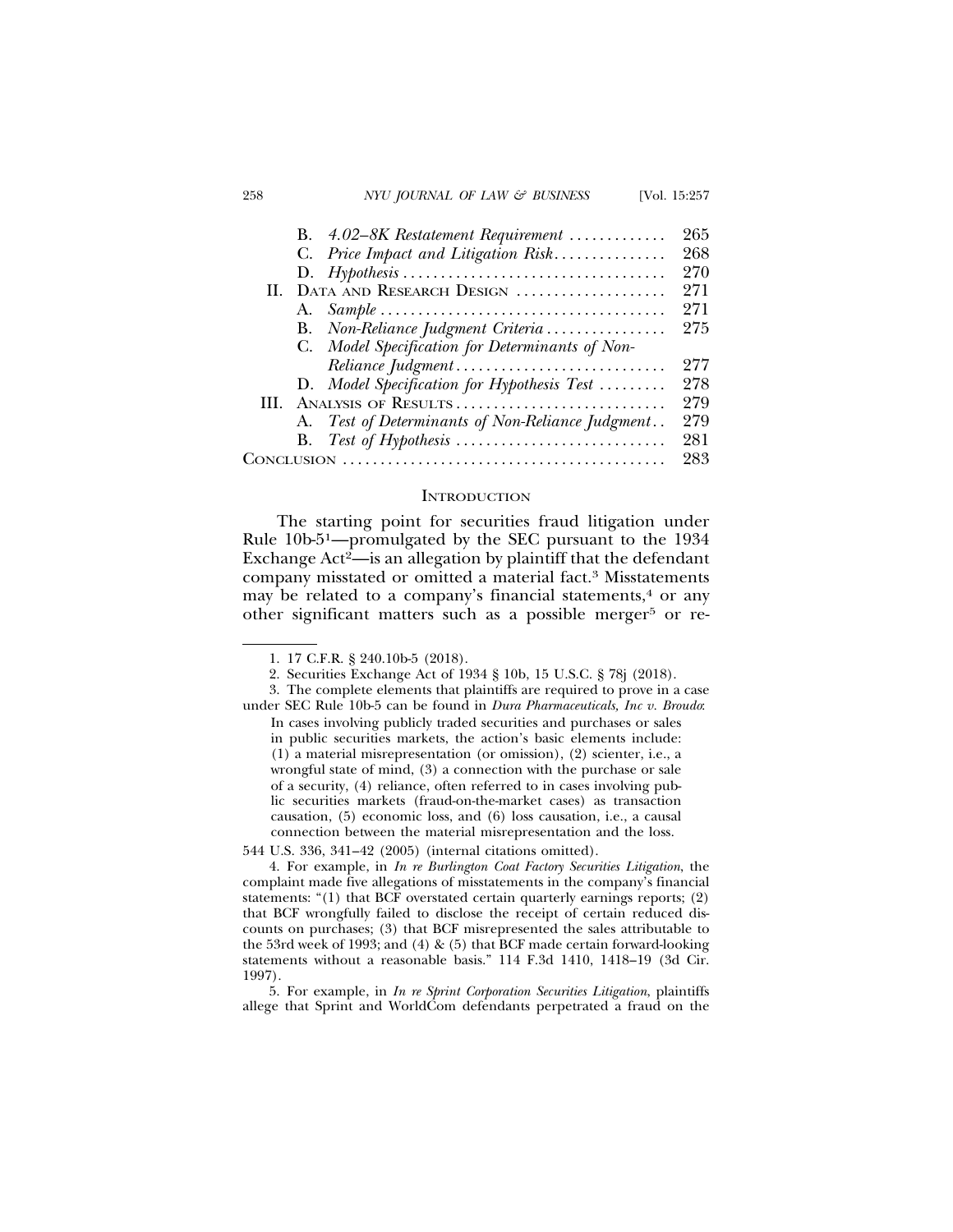B. *4.02–8K Restatement Requirement* ............ 265
C. *Price Impact and Litigation Risk* .............. 268
D. *Hypothesis* .................................. 270

II. Data and Research Design .................... 271
A. *Sample* ..................................... 271
B. *Non-Reliance Judgment Criteria* ............... 275
C. *Model Specification for Determinants of Non-Reliance Judgment* ........................... 277
D. *Model Specification for Hypothesis Test* ......... 278

III. Analysis of Results ............................ 279
A. *Test of Determinants of Non-Reliance Judgment* .. 279
B. *Test of Hypothesis* ........................... 281

Conclusion .......................................... 283

## Introduction

The starting point for securities fraud litigation under Rule 10b-5[1]—promulgated by the SEC pursuant to the 1934 Exchange Act[2]—is an allegation by plaintiff that the defendant company misstated or omitted a material fact.[3] Misstatements may be related to a company's financial statements,[4] or any other significant matters such as a possible merger[5] or re-

---

1. 17 C.F.R. § 240.10b-5 (2018).

2. Securities Exchange Act of 1934 § 10b, 15 U.S.C. § 78j (2018).

3. The complete elements that plaintiffs are required to prove in a case under SEC Rule 10b-5 can be found in *Dura Pharmaceuticals, Inc v. Broudo*:

> In cases involving publicly traded securities and purchases or sales in public securities markets, the action's basic elements include: (1) a material misrepresentation (or omission), (2) scienter, i.e., a wrongful state of mind, (3) a connection with the purchase or sale of a security, (4) reliance, often referred to in cases involving public securities markets (fraud-on-the-market cases) as transaction causation, (5) economic loss, and (6) loss causation, i.e., a causal connection between the material misrepresentation and the loss.

544 U.S. 336, 341–42 (2005) (internal citations omitted).

4. For example, in *In re Burlington Coat Factory Securities Litigation*, the complaint made five allegations of misstatements in the company's financial statements: "(1) that BCF overstated certain quarterly earnings reports; (2) that BCF wrongfully failed to disclose the receipt of certain reduced discounts on purchases; (3) that BCF misrepresented the sales attributable to the 53rd week of 1993; and (4) & (5) that BCF made certain forward-looking statements without a reasonable basis." 114 F.3d 1410, 1418–19 (3d Cir. 1997).

5. For example, in *In re Sprint Corporation Securities Litigation*, plaintiffs allege that Sprint and WorldCom defendants perpetrated a fraud on the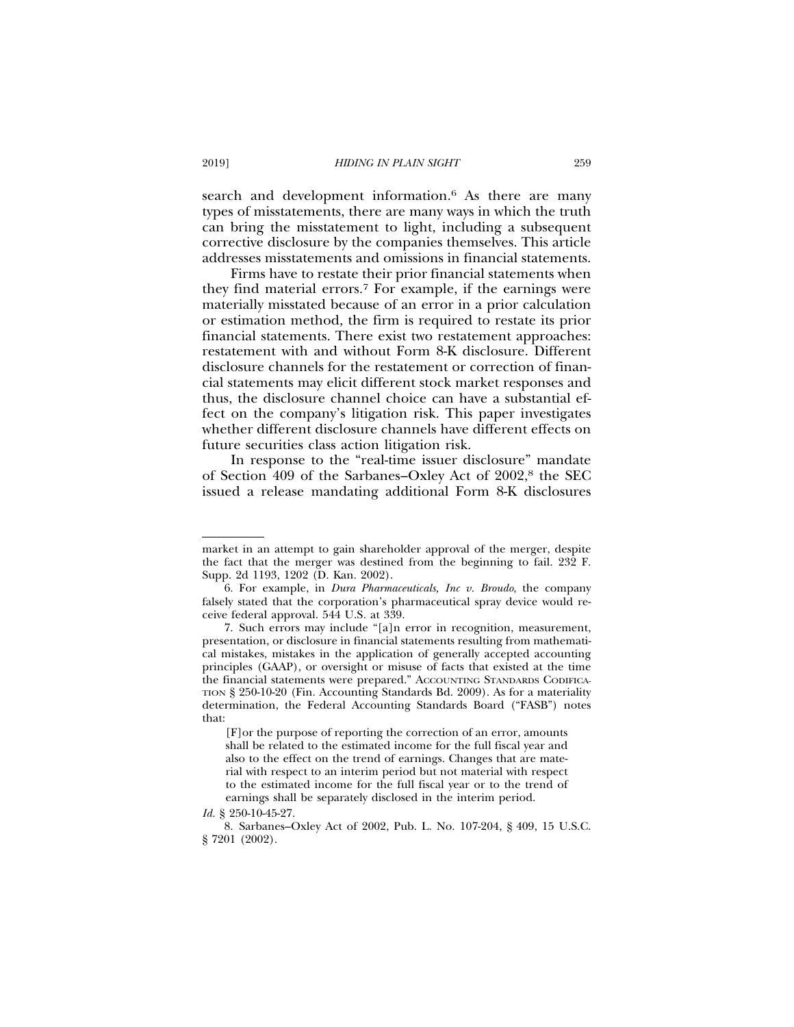search and development information.[6] As there are many types of misstatements, there are many ways in which the truth can bring the misstatement to light, including a subsequent corrective disclosure by the companies themselves. This article addresses misstatements and omissions in financial statements.

Firms have to restate their prior financial statements when they find material errors.[7] For example, if the earnings were materially misstated because of an error in a prior calculation or estimation method, the firm is required to restate its prior financial statements. There exist two restatement approaches: restatement with and without Form 8-K disclosure. Different disclosure channels for the restatement or correction of financial statements may elicit different stock market responses and thus, the disclosure channel choice can have a substantial effect on the company's litigation risk. This paper investigates whether different disclosure channels have different effects on future securities class action litigation risk.

In response to the "real-time issuer disclosure" mandate of Section 409 of the Sarbanes–Oxley Act of 2002,[8] the SEC issued a release mandating additional Form 8-K disclosures

---

market in an attempt to gain shareholder approval of the merger, despite the fact that the merger was destined from the beginning to fail. 232 F. Supp. 2d 1193, 1202 (D. Kan. 2002).

6. For example, in *Dura Pharmaceuticals, Inc v. Broudo*, the company falsely stated that the corporation's pharmaceutical spray device would receive federal approval. 544 U.S. at 339.

7. Such errors may include "[a]n error in recognition, measurement, presentation, or disclosure in financial statements resulting from mathematical mistakes, mistakes in the application of generally accepted accounting principles (GAAP), or oversight or misuse of facts that existed at the time the financial statements were prepared." ACCOUNTING STANDARDS CODIFICATION § 250-10-20 (Fin. Accounting Standards Bd. 2009). As for a materiality determination, the Federal Accounting Standards Board ("FASB") notes that:

> [F]or the purpose of reporting the correction of an error, amounts shall be related to the estimated income for the full fiscal year and also to the effect on the trend of earnings. Changes that are material with respect to an interim period but not material with respect to the estimated income for the full fiscal year or to the trend of earnings shall be separately disclosed in the interim period.

*Id.* § 250-10-45-27.

8. Sarbanes–Oxley Act of 2002, Pub. L. No. 107-204, § 409, 15 U.S.C. § 7201 (2002).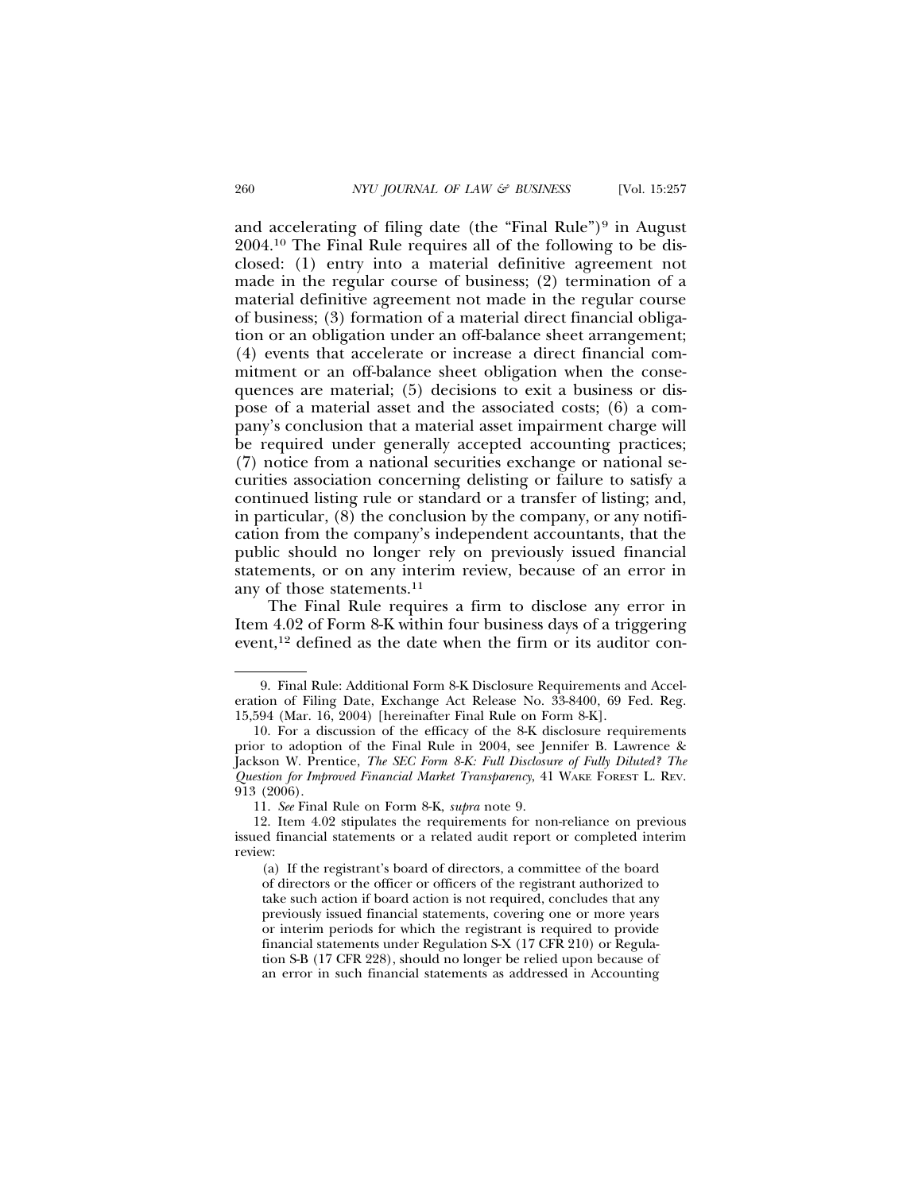and accelerating of filing date (the "Final Rule")[9] in August 2004.[10] The Final Rule requires all of the following to be disclosed: (1) entry into a material definitive agreement not made in the regular course of business; (2) termination of a material definitive agreement not made in the regular course of business; (3) formation of a material direct financial obligation or an obligation under an off-balance sheet arrangement; (4) events that accelerate or increase a direct financial commitment or an off-balance sheet obligation when the consequences are material; (5) decisions to exit a business or dispose of a material asset and the associated costs; (6) a company's conclusion that a material asset impairment charge will be required under generally accepted accounting practices; (7) notice from a national securities exchange or national securities association concerning delisting or failure to satisfy a continued listing rule or standard or a transfer of listing; and, in particular, (8) the conclusion by the company, or any notification from the company's independent accountants, that the public should no longer rely on previously issued financial statements, or on any interim review, because of an error in any of those statements.[11]

The Final Rule requires a firm to disclose any error in Item 4.02 of Form 8-K within four business days of a triggering event,[12] defined as the date when the firm or its auditor con-

---

9. Final Rule: Additional Form 8-K Disclosure Requirements and Acceleration of Filing Date, Exchange Act Release No. 33-8400, 69 Fed. Reg. 15,594 (Mar. 16, 2004) [hereinafter Final Rule on Form 8-K].

10. For a discussion of the efficacy of the 8-K disclosure requirements prior to adoption of the Final Rule in 2004, see Jennifer B. Lawrence & Jackson W. Prentice, *The SEC Form 8-K: Full Disclosure of Fully Diluted? The Question for Improved Financial Market Transparency*, 41 WAKE FOREST L. REV. 913 (2006).

11. *See* Final Rule on Form 8-K, *supra* note 9.

12. Item 4.02 stipulates the requirements for non-reliance on previous issued financial statements or a related audit report or completed interim review:

> (a) If the registrant's board of directors, a committee of the board of directors or the officer or officers of the registrant authorized to take such action if board action is not required, concludes that any previously issued financial statements, covering one or more years or interim periods for which the registrant is required to provide financial statements under Regulation S-X (17 CFR 210) or Regulation S-B (17 CFR 228), should no longer be relied upon because of an error in such financial statements as addressed in Accounting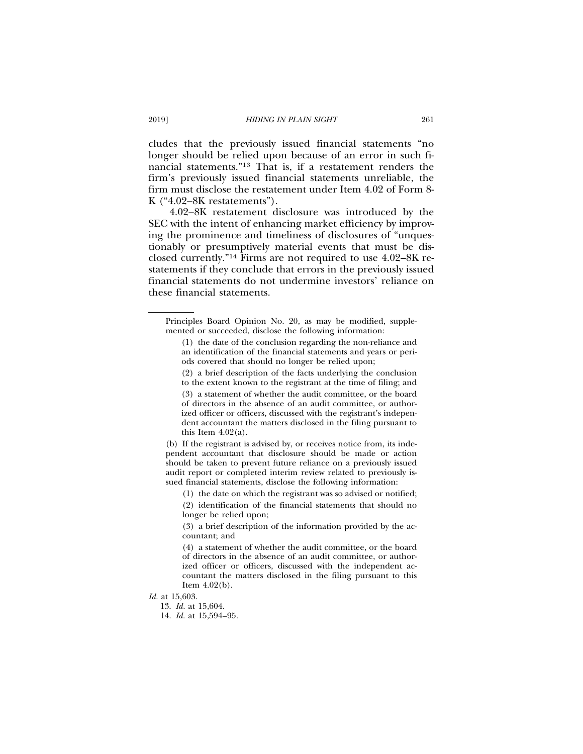cludes that the previously issued financial statements "no longer should be relied upon because of an error in such financial statements."[13] That is, if a restatement renders the firm's previously issued financial statements unreliable, the firm must disclose the restatement under Item 4.02 of Form 8-K ("4.02–8K restatements").

4.02–8K restatement disclosure was introduced by the SEC with the intent of enhancing market efficiency by improving the prominence and timeliness of disclosures of "unquestionably or presumptively material events that must be disclosed currently."[14] Firms are not required to use 4.02–8K restatements if they conclude that errors in the previously issued financial statements do not undermine investors' reliance on these financial statements.

---

Principles Board Opinion No. 20, as may be modified, supplemented or succeeded, disclose the following information:

(1) the date of the conclusion regarding the non-reliance and an identification of the financial statements and years or periods covered that should no longer be relied upon;

(2) a brief description of the facts underlying the conclusion to the extent known to the registrant at the time of filing; and

(3) a statement of whether the audit committee, or the board of directors in the absence of an audit committee, or authorized officer or officers, discussed with the registrant's independent accountant the matters disclosed in the filing pursuant to this Item 4.02(a).

(b) If the registrant is advised by, or receives notice from, its independent accountant that disclosure should be made or action should be taken to prevent future reliance on a previously issued audit report or completed interim review related to previously issued financial statements, disclose the following information:

(1) the date on which the registrant was so advised or notified;

(2) identification of the financial statements that should no longer be relied upon;

(3) a brief description of the information provided by the accountant; and

(4) a statement of whether the audit committee, or the board of directors in the absence of an audit committee, or authorized officer or officers, discussed with the independent accountant the matters disclosed in the filing pursuant to this Item 4.02(b).

*Id.* at 15,603.

13. *Id.* at 15,604.

14. *Id.* at 15,594–95.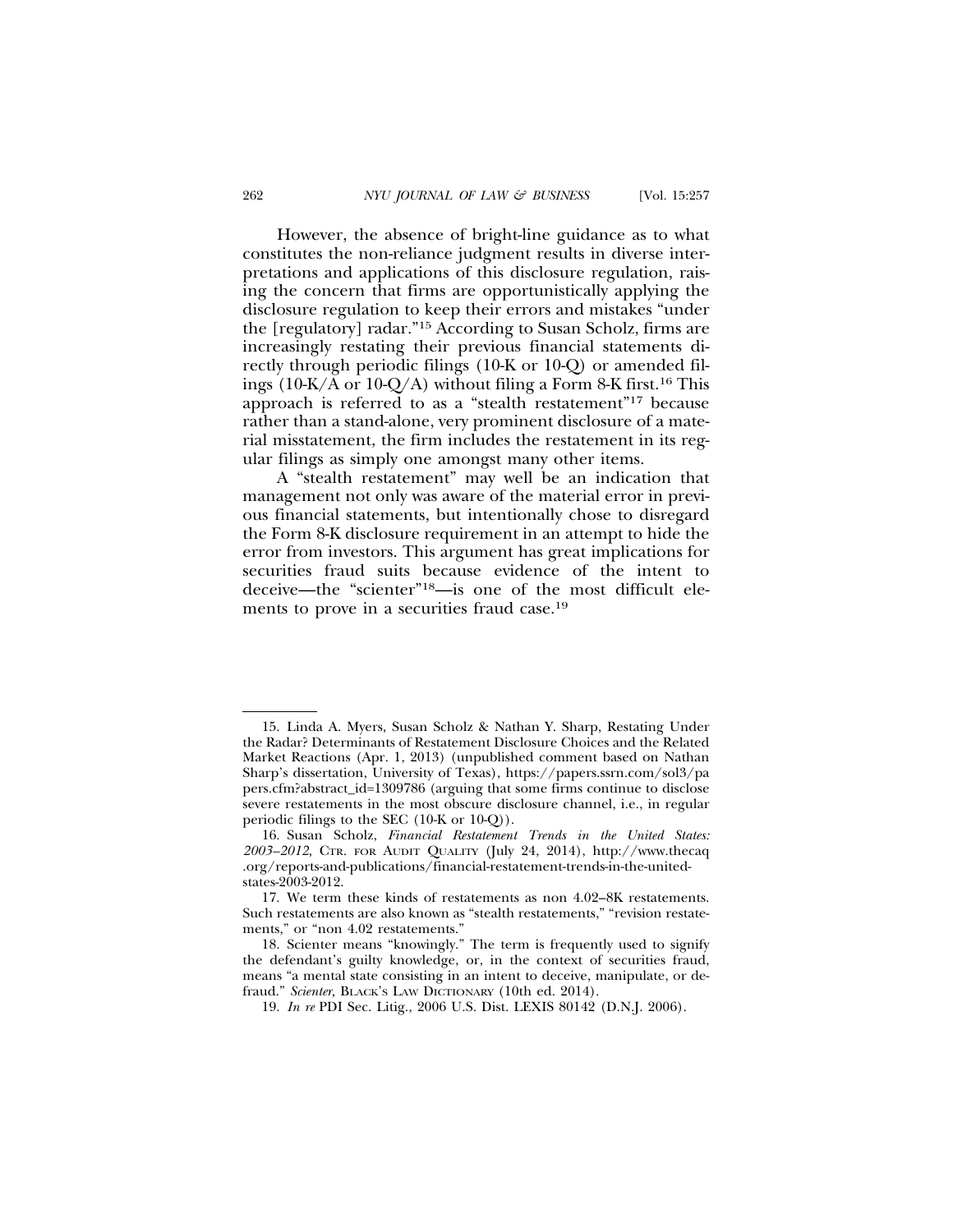However, the absence of bright-line guidance as to what constitutes the non-reliance judgment results in diverse interpretations and applications of this disclosure regulation, raising the concern that firms are opportunistically applying the disclosure regulation to keep their errors and mistakes "under the [regulatory] radar."[15] According to Susan Scholz, firms are increasingly restating their previous financial statements directly through periodic filings (10-K or 10-Q) or amended filings (10-K/A or 10-Q/A) without filing a Form 8-K first.[16] This approach is referred to as a "stealth restatement"[17] because rather than a stand-alone, very prominent disclosure of a material misstatement, the firm includes the restatement in its regular filings as simply one amongst many other items.

A "stealth restatement" may well be an indication that management not only was aware of the material error in previous financial statements, but intentionally chose to disregard the Form 8-K disclosure requirement in an attempt to hide the error from investors. This argument has great implications for securities fraud suits because evidence of the intent to deceive—the "scienter"[18]—is one of the most difficult elements to prove in a securities fraud case.[19]

---

15. Linda A. Myers, Susan Scholz & Nathan Y. Sharp, Restating Under the Radar? Determinants of Restatement Disclosure Choices and the Related Market Reactions (Apr. 1, 2013) (unpublished comment based on Nathan Sharp's dissertation, University of Texas), https://papers.ssrn.com/sol3/papers.cfm?abstract_id=1309786 (arguing that some firms continue to disclose severe restatements in the most obscure disclosure channel, i.e., in regular periodic filings to the SEC (10-K or 10-Q)).

16. Susan Scholz, *Financial Restatement Trends in the United States: 2003–2012*, CTR. FOR AUDIT QUALITY (July 24, 2014), http://www.thecaq.org/reports-and-publications/financial-restatement-trends-in-the-united-states-2003-2012.

17. We term these kinds of restatements as non 4.02–8K restatements. Such restatements are also known as "stealth restatements," "revision restatements," or "non 4.02 restatements."

18. Scienter means "knowingly." The term is frequently used to signify the defendant's guilty knowledge, or, in the context of securities fraud, means "a mental state consisting in an intent to deceive, manipulate, or defraud." *Scienter*, BLACK'S LAW DICTIONARY (10th ed. 2014).

19. *In re* PDI Sec. Litig., 2006 U.S. Dist. LEXIS 80142 (D.N.J. 2006).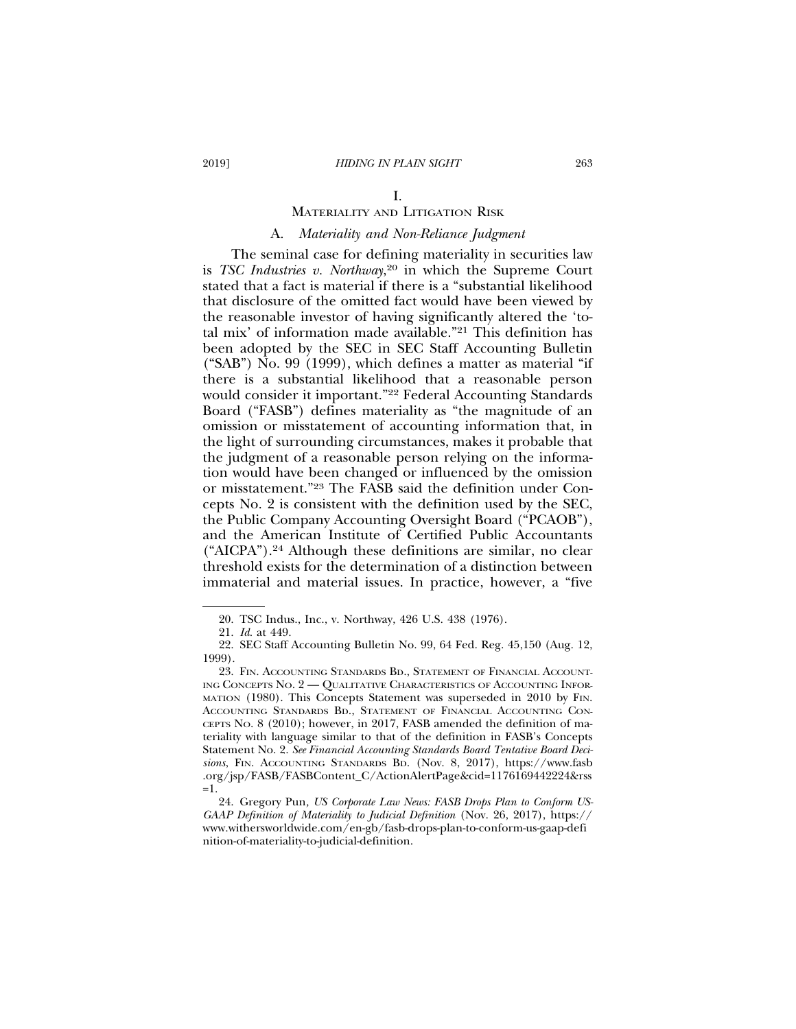# I.
# MATERIALITY AND LITIGATION RISK

## A. *Materiality and Non-Reliance Judgment*

The seminal case for defining materiality in securities law is *TSC Industries v. Northway*,[20] in which the Supreme Court stated that a fact is material if there is a "substantial likelihood that disclosure of the omitted fact would have been viewed by the reasonable investor of having significantly altered the 'total mix' of information made available."[21] This definition has been adopted by the SEC in SEC Staff Accounting Bulletin ("SAB") No. 99 (1999), which defines a matter as material "if there is a substantial likelihood that a reasonable person would consider it important."[22] Federal Accounting Standards Board ("FASB") defines materiality as "the magnitude of an omission or misstatement of accounting information that, in the light of surrounding circumstances, makes it probable that the judgment of a reasonable person relying on the information would have been changed or influenced by the omission or misstatement."[23] The FASB said the definition under Concepts No. 2 is consistent with the definition used by the SEC, the Public Company Accounting Oversight Board ("PCAOB"), and the American Institute of Certified Public Accountants ("AICPA").[24] Although these definitions are similar, no clear threshold exists for the determination of a distinction between immaterial and material issues. In practice, however, a "five

---

20. TSC Indus., Inc., v. Northway, 426 U.S. 438 (1976).

21. *Id.* at 449.

22. SEC Staff Accounting Bulletin No. 99, 64 Fed. Reg. 45,150 (Aug. 12, 1999).

23. FIN. ACCOUNTING STANDARDS BD., STATEMENT OF FINANCIAL ACCOUNTING CONCEPTS NO. 2 — QUALITATIVE CHARACTERISTICS OF ACCOUNTING INFORMATION (1980). This Concepts Statement was superseded in 2010 by FIN. ACCOUNTING STANDARDS BD., STATEMENT OF FINANCIAL ACCOUNTING CONCEPTS NO. 8 (2010); however, in 2017, FASB amended the definition of materiality with language similar to that of the definition in FASB's Concepts Statement No. 2. *See Financial Accounting Standards Board Tentative Board Decisions*, FIN. ACCOUNTING STANDARDS BD. (Nov. 8, 2017), https://www.fasb.org/jsp/FASB/FASBContent_C/ActionAlertPage&cid=1176169442224&rss=1.

24. Gregory Pun, *US Corporate Law News: FASB Drops Plan to Conform US-GAAP Definition of Materiality to Judicial Definition* (Nov. 26, 2017), https://www.withersworldwide.com/en-gb/fasb-drops-plan-to-conform-us-gaap-definition-of-materiality-to-judicial-definition.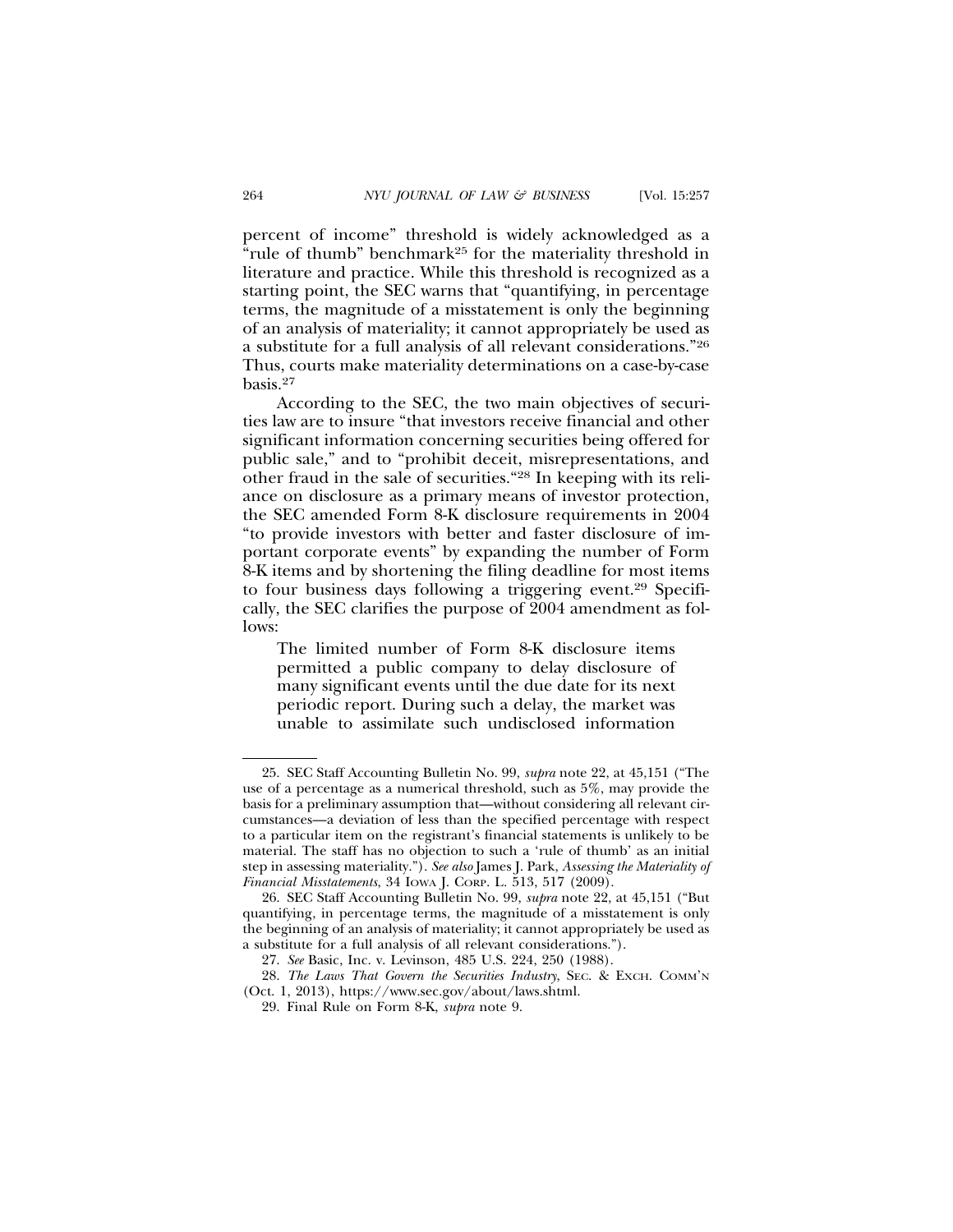percent of income" threshold is widely acknowledged as a "rule of thumb" benchmark[25] for the materiality threshold in literature and practice. While this threshold is recognized as a starting point, the SEC warns that "quantifying, in percentage terms, the magnitude of a misstatement is only the beginning of an analysis of materiality; it cannot appropriately be used as a substitute for a full analysis of all relevant considerations."[26] Thus, courts make materiality determinations on a case-by-case basis.[27]

According to the SEC, the two main objectives of securities law are to insure "that investors receive financial and other significant information concerning securities being offered for public sale," and to "prohibit deceit, misrepresentations, and other fraud in the sale of securities."[28] In keeping with its reliance on disclosure as a primary means of investor protection, the SEC amended Form 8-K disclosure requirements in 2004 "to provide investors with better and faster disclosure of important corporate events" by expanding the number of Form 8-K items and by shortening the filing deadline for most items to four business days following a triggering event.[29] Specifically, the SEC clarifies the purpose of 2004 amendment as follows:

> The limited number of Form 8-K disclosure items permitted a public company to delay disclosure of many significant events until the due date for its next periodic report. During such a delay, the market was unable to assimilate such undisclosed information

---

25. SEC Staff Accounting Bulletin No. 99, *supra* note 22, at 45,151 ("The use of a percentage as a numerical threshold, such as 5%, may provide the basis for a preliminary assumption that—without considering all relevant circumstances—a deviation of less than the specified percentage with respect to a particular item on the registrant's financial statements is unlikely to be material. The staff has no objection to such a 'rule of thumb' as an initial step in assessing materiality."). *See also* James J. Park, *Assessing the Materiality of Financial Misstatements*, 34 IOWA J. CORP. L. 513, 517 (2009).

26. SEC Staff Accounting Bulletin No. 99, *supra* note 22, at 45,151 ("But quantifying, in percentage terms, the magnitude of a misstatement is only the beginning of an analysis of materiality; it cannot appropriately be used as a substitute for a full analysis of all relevant considerations.").

27. *See* Basic, Inc. v. Levinson, 485 U.S. 224, 250 (1988).

28. *The Laws That Govern the Securities Industry*, SEC. & EXCH. COMM'N (Oct. 1, 2013), https://www.sec.gov/about/laws.shtml.

29. Final Rule on Form 8-K, *supra* note 9.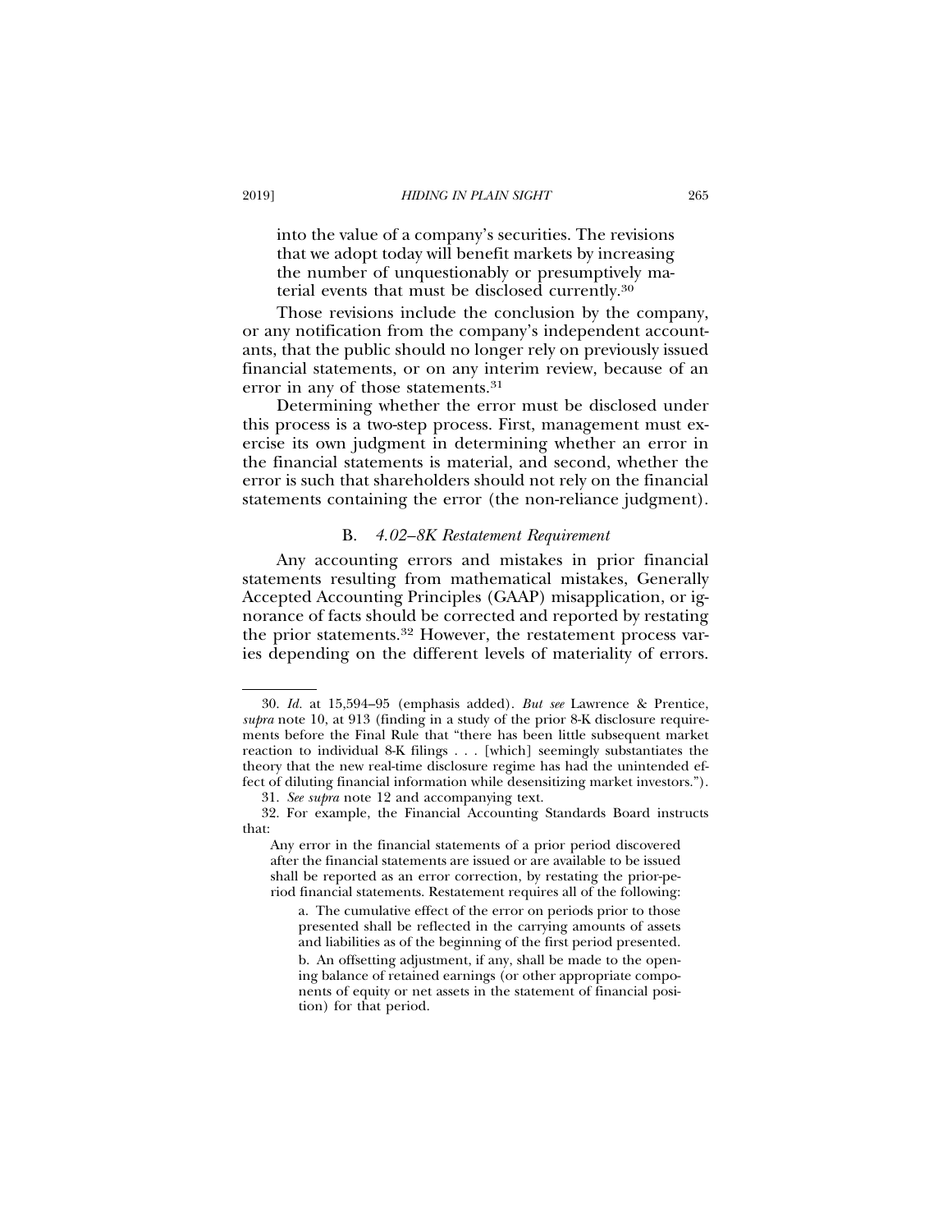into the value of a company's securities. The revisions that we adopt today will benefit markets by increasing the number of unquestionably or presumptively material events that must be disclosed currently.[30]

Those revisions include the conclusion by the company, or any notification from the company's independent accountants, that the public should no longer rely on previously issued financial statements, or on any interim review, because of an error in any of those statements.[31]

Determining whether the error must be disclosed under this process is a two-step process. First, management must exercise its own judgment in determining whether an error in the financial statements is material, and second, whether the error is such that shareholders should not rely on the financial statements containing the error (the non-reliance judgment).

### B. *4.02–8K Restatement Requirement*

Any accounting errors and mistakes in prior financial statements resulting from mathematical mistakes, Generally Accepted Accounting Principles (GAAP) misapplication, or ignorance of facts should be corrected and reported by restating the prior statements.[32] However, the restatement process varies depending on the different levels of materiality of errors.

---

30. *Id.* at 15,594–95 (emphasis added). *But see* Lawrence & Prentice, *supra* note 10, at 913 (finding in a study of the prior 8-K disclosure requirements before the Final Rule that "there has been little subsequent market reaction to individual 8-K filings . . . [which] seemingly substantiates the theory that the new real-time disclosure regime has had the unintended effect of diluting financial information while desensitizing market investors.").

31. *See supra* note 12 and accompanying text.

32. For example, the Financial Accounting Standards Board instructs that:

> Any error in the financial statements of a prior period discovered after the financial statements are issued or are available to be issued shall be reported as an error correction, by restating the prior-period financial statements. Restatement requires all of the following:
>
> a. The cumulative effect of the error on periods prior to those presented shall be reflected in the carrying amounts of assets and liabilities as of the beginning of the first period presented.
>
> b. An offsetting adjustment, if any, shall be made to the opening balance of retained earnings (or other appropriate components of equity or net assets in the statement of financial position) for that period.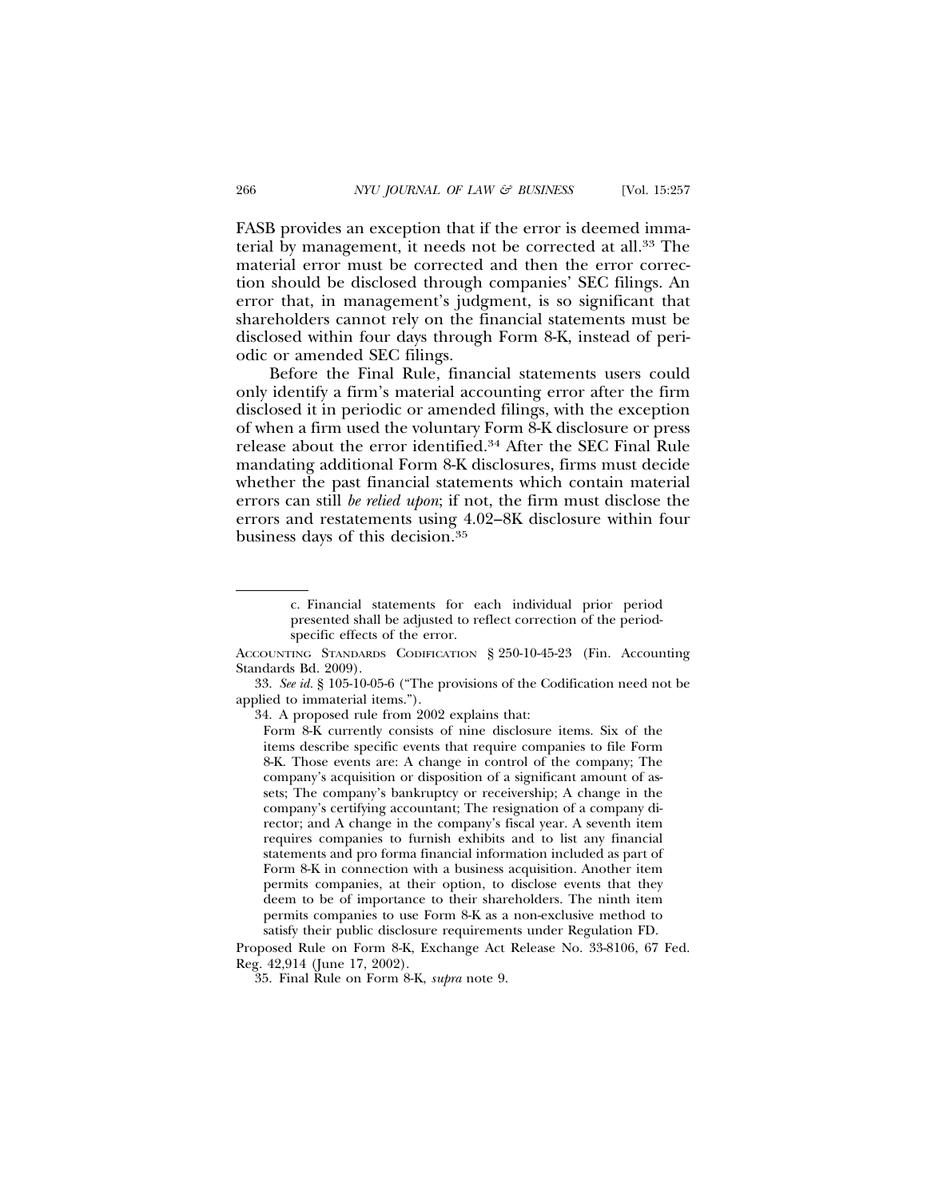FASB provides an exception that if the error is deemed immaterial by management, it needs not be corrected at all.[33] The material error must be corrected and then the error correction should be disclosed through companies' SEC filings. An error that, in management's judgment, is so significant that shareholders cannot rely on the financial statements must be disclosed within four days through Form 8-K, instead of periodic or amended SEC filings.

Before the Final Rule, financial statements users could only identify a firm's material accounting error after the firm disclosed it in periodic or amended filings, with the exception of when a firm used the voluntary Form 8-K disclosure or press release about the error identified.[34] After the SEC Final Rule mandating additional Form 8-K disclosures, firms must decide whether the past financial statements which contain material errors can still *be relied upon*; if not, the firm must disclose the errors and restatements using 4.02–8K disclosure within four business days of this decision.[35]

---

> c. Financial statements for each individual prior period presented shall be adjusted to reflect correction of the period-specific effects of the error.

ACCOUNTING STANDARDS CODIFICATION § 250-10-45-23 (Fin. Accounting Standards Bd. 2009).

33. *See id.* § 105-10-05-6 ("The provisions of the Codification need not be applied to immaterial items.").

34. A proposed rule from 2002 explains that:

> Form 8-K currently consists of nine disclosure items. Six of the items describe specific events that require companies to file Form 8-K. Those events are: A change in control of the company; The company's acquisition or disposition of a significant amount of assets; The company's bankruptcy or receivership; A change in the company's certifying accountant; The resignation of a company director; and A change in the company's fiscal year. A seventh item requires companies to furnish exhibits and to list any financial statements and pro forma financial information included as part of Form 8-K in connection with a business acquisition. Another item permits companies, at their option, to disclose events that they deem to be of importance to their shareholders. The ninth item permits companies to use Form 8-K as a non-exclusive method to satisfy their public disclosure requirements under Regulation FD.

Proposed Rule on Form 8-K, Exchange Act Release No. 33-8106, 67 Fed. Reg. 42,914 (June 17, 2002).

35. Final Rule on Form 8-K, *supra* note 9.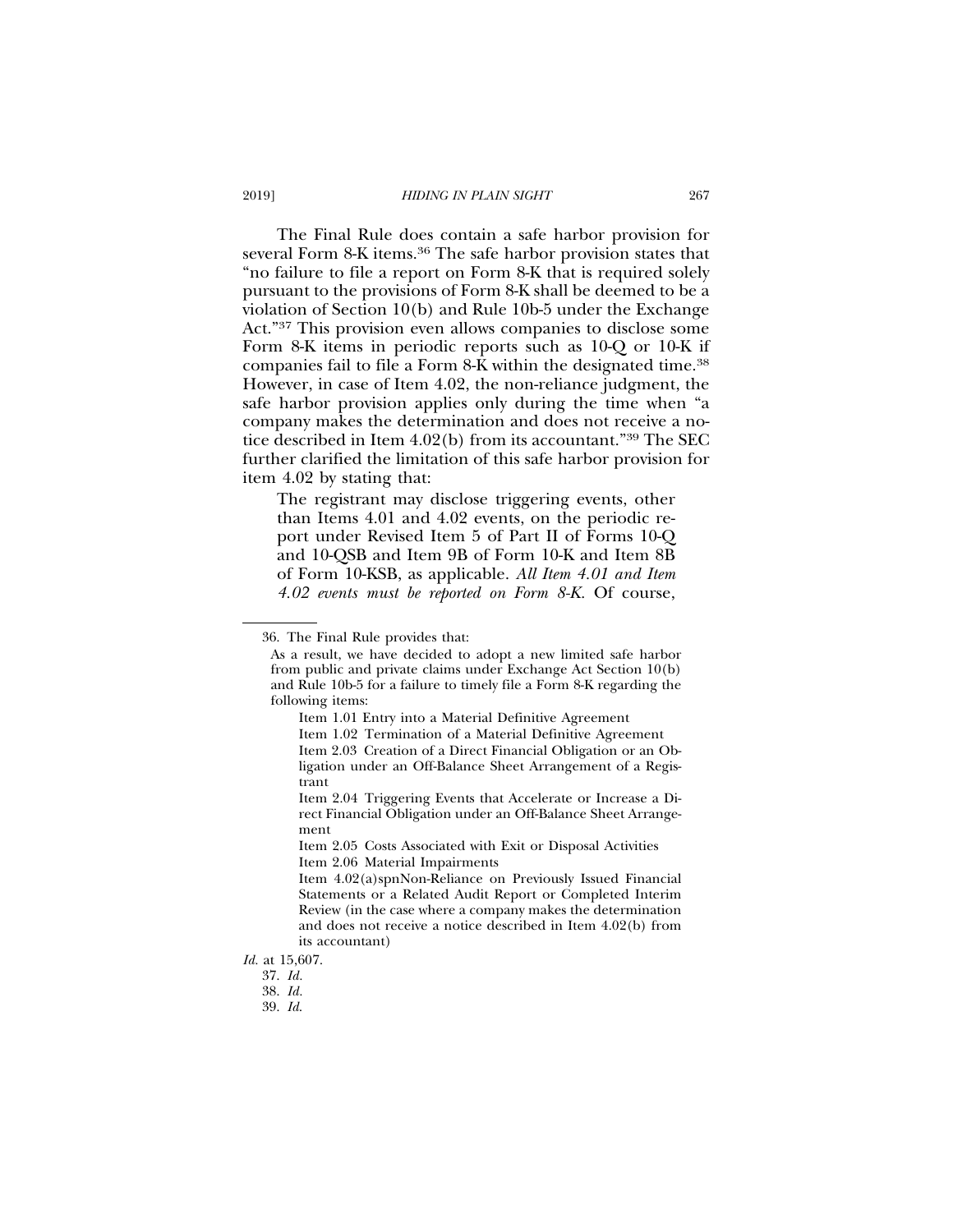The Final Rule does contain a safe harbor provision for several Form 8-K items.[36] The safe harbor provision states that "no failure to file a report on Form 8-K that is required solely pursuant to the provisions of Form 8-K shall be deemed to be a violation of Section 10(b) and Rule 10b-5 under the Exchange Act."[37] This provision even allows companies to disclose some Form 8-K items in periodic reports such as 10-Q or 10-K if companies fail to file a Form 8-K within the designated time.[38] However, in case of Item 4.02, the non-reliance judgment, the safe harbor provision applies only during the time when "a company makes the determination and does not receive a notice described in Item 4.02(b) from its accountant."[39] The SEC further clarified the limitation of this safe harbor provision for item 4.02 by stating that:

> The registrant may disclose triggering events, other than Items 4.01 and 4.02 events, on the periodic report under Revised Item 5 of Part II of Forms 10-Q and 10-QSB and Item 9B of Form 10-K and Item 8B of Form 10-KSB, as applicable. *All Item 4.01 and Item 4.02 events must be reported on Form 8-K.* Of course,

---

36. The Final Rule provides that:

> As a result, we have decided to adopt a new limited safe harbor from public and private claims under Exchange Act Section 10(b) and Rule 10b-5 for a failure to timely file a Form 8-K regarding the following items:
>
> Item 1.01 Entry into a Material Definitive Agreement
>
> Item 1.02 Termination of a Material Definitive Agreement
>
> Item 2.03 Creation of a Direct Financial Obligation or an Obligation under an Off-Balance Sheet Arrangement of a Registrant
>
> Item 2.04 Triggering Events that Accelerate or Increase a Direct Financial Obligation under an Off-Balance Sheet Arrangement
>
> Item 2.05 Costs Associated with Exit or Disposal Activities
>
> Item 2.06 Material Impairments
>
> Item 4.02(a)spnNon-Reliance on Previously Issued Financial Statements or a Related Audit Report or Completed Interim Review (in the case where a company makes the determination and does not receive a notice described in Item 4.02(b) from its accountant)

*Id.* at 15,607.

37. *Id.*

38. *Id.*

39. *Id.*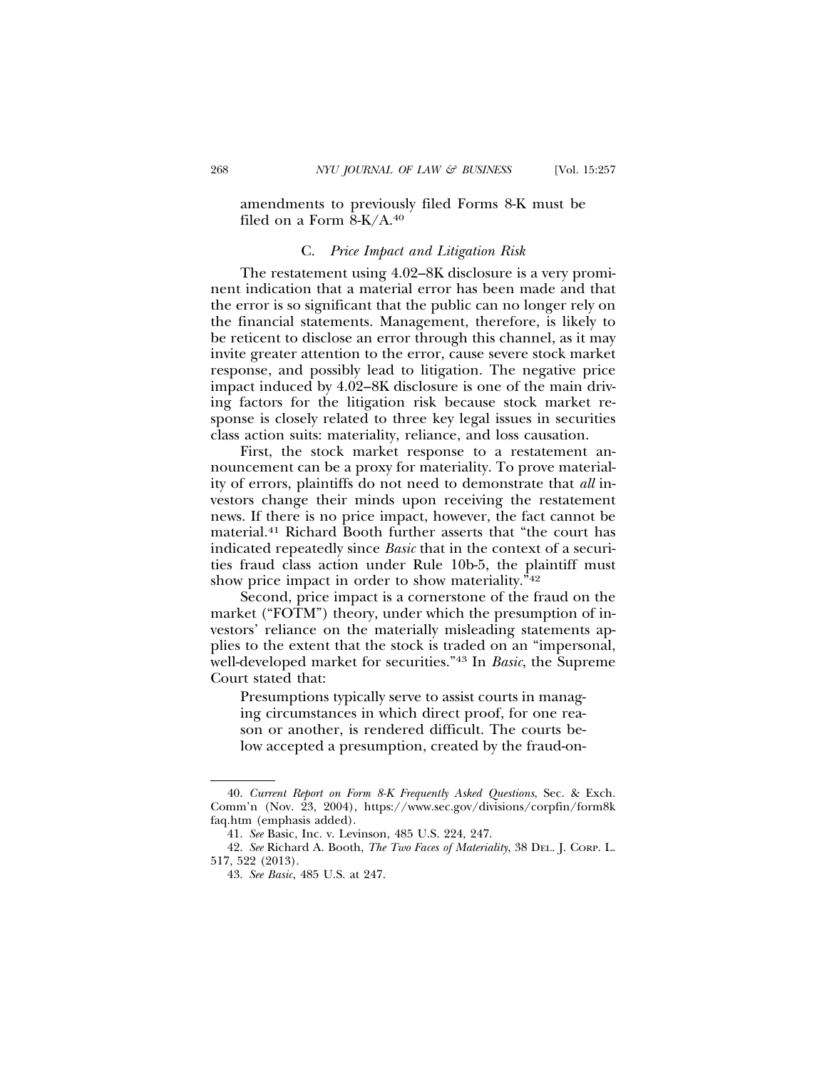amendments to previously filed Forms 8-K must be filed on a Form 8-K/A.[40]

### C. *Price Impact and Litigation Risk*

The restatement using 4.02–8K disclosure is a very prominent indication that a material error has been made and that the error is so significant that the public can no longer rely on the financial statements. Management, therefore, is likely to be reticent to disclose an error through this channel, as it may invite greater attention to the error, cause severe stock market response, and possibly lead to litigation. The negative price impact induced by 4.02–8K disclosure is one of the main driving factors for the litigation risk because stock market response is closely related to three key legal issues in securities class action suits: materiality, reliance, and loss causation.

First, the stock market response to a restatement announcement can be a proxy for materiality. To prove materiality of errors, plaintiffs do not need to demonstrate that *all* investors change their minds upon receiving the restatement news. If there is no price impact, however, the fact cannot be material.[41] Richard Booth further asserts that "the court has indicated repeatedly since *Basic* that in the context of a securities fraud class action under Rule 10b-5, the plaintiff must show price impact in order to show materiality."[42]

Second, price impact is a cornerstone of the fraud on the market ("FOTM") theory, under which the presumption of investors' reliance on the materially misleading statements applies to the extent that the stock is traded on an "impersonal, well-developed market for securities."[43] In *Basic*, the Supreme Court stated that:

> Presumptions typically serve to assist courts in managing circumstances in which direct proof, for one reason or another, is rendered difficult. The courts below accepted a presumption, created by the fraud-on-

---

40. *Current Report on Form 8-K Frequently Asked Questions*, Sec. & Exch. Comm'n (Nov. 23, 2004), https://www.sec.gov/divisions/corpfin/form8kfaq.htm (emphasis added).

41. *See* Basic, Inc. v. Levinson, 485 U.S. 224, 247.

42. *See* Richard A. Booth, *The Two Faces of Materiality*, 38 Del. J. Corp. L. 517, 522 (2013).

43. *See Basic*, 485 U.S. at 247.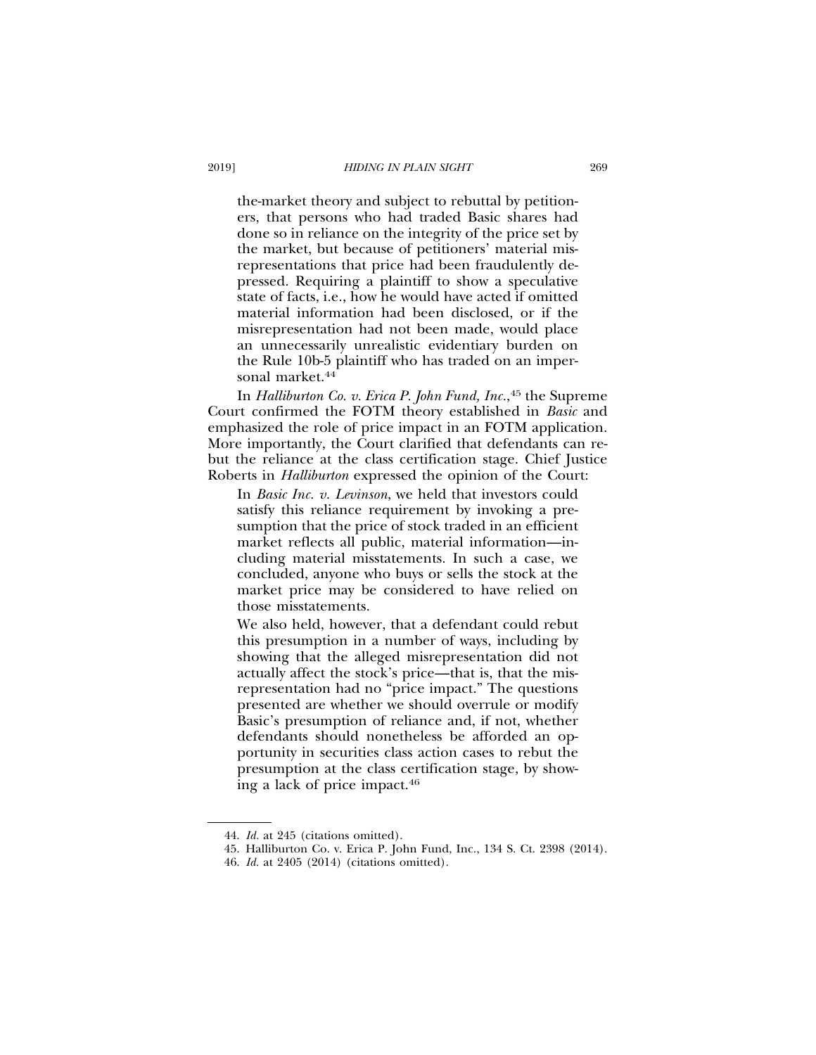> the-market theory and subject to rebuttal by petitioners, that persons who had traded Basic shares had done so in reliance on the integrity of the price set by the market, but because of petitioners' material misrepresentations that price had been fraudulently depressed. Requiring a plaintiff to show a speculative state of facts, i.e., how he would have acted if omitted material information had been disclosed, or if the misrepresentation had not been made, would place an unnecessarily unrealistic evidentiary burden on the Rule 10b-5 plaintiff who has traded on an impersonal market.[44]

In *Halliburton Co. v. Erica P. John Fund, Inc.*,[45] the Supreme Court confirmed the FOTM theory established in *Basic* and emphasized the role of price impact in an FOTM application. More importantly, the Court clarified that defendants can rebut the reliance at the class certification stage. Chief Justice Roberts in *Halliburton* expressed the opinion of the Court:

> In *Basic Inc. v. Levinson*, we held that investors could satisfy this reliance requirement by invoking a presumption that the price of stock traded in an efficient market reflects all public, material information—including material misstatements. In such a case, we concluded, anyone who buys or sells the stock at the market price may be considered to have relied on those misstatements.
>
> We also held, however, that a defendant could rebut this presumption in a number of ways, including by showing that the alleged misrepresentation did not actually affect the stock's price—that is, that the misrepresentation had no "price impact." The questions presented are whether we should overrule or modify Basic's presumption of reliance and, if not, whether defendants should nonetheless be afforded an opportunity in securities class action cases to rebut the presumption at the class certification stage, by showing a lack of price impact.[46]

---

44. *Id.* at 245 (citations omitted).

45. Halliburton Co. v. Erica P. John Fund, Inc., 134 S. Ct. 2398 (2014).

46. *Id.* at 2405 (2014) (citations omitted).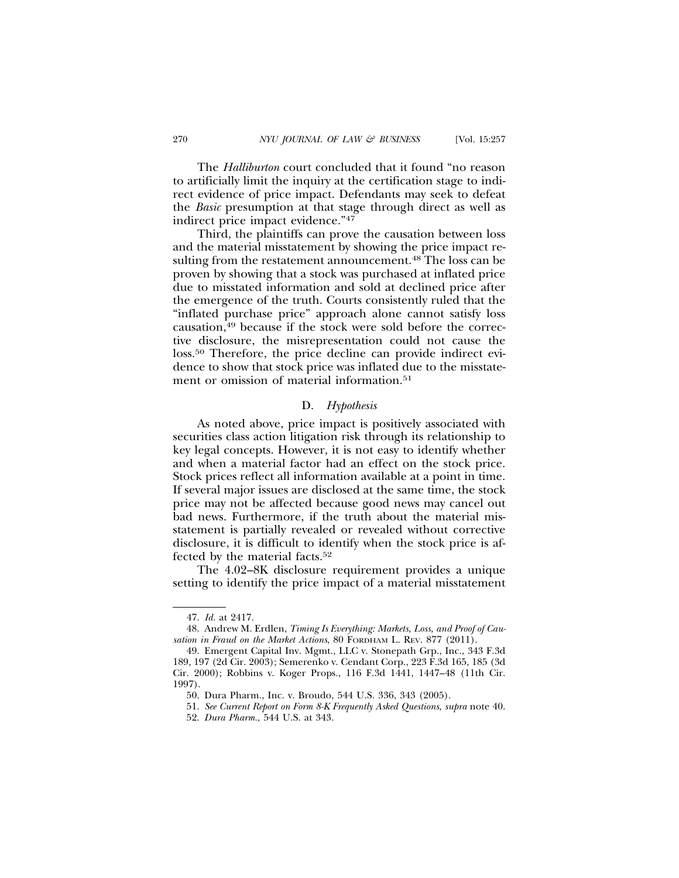The *Halliburton* court concluded that it found "no reason to artificially limit the inquiry at the certification stage to indirect evidence of price impact. Defendants may seek to defeat the *Basic* presumption at that stage through direct as well as indirect price impact evidence."[47]

Third, the plaintiffs can prove the causation between loss and the material misstatement by showing the price impact resulting from the restatement announcement.[48] The loss can be proven by showing that a stock was purchased at inflated price due to misstated information and sold at declined price after the emergence of the truth. Courts consistently ruled that the "inflated purchase price" approach alone cannot satisfy loss causation,[49] because if the stock were sold before the corrective disclosure, the misrepresentation could not cause the loss.[50] Therefore, the price decline can provide indirect evidence to show that stock price was inflated due to the misstatement or omission of material information.[51]

### D. *Hypothesis*

As noted above, price impact is positively associated with securities class action litigation risk through its relationship to key legal concepts. However, it is not easy to identify whether and when a material factor had an effect on the stock price. Stock prices reflect all information available at a point in time. If several major issues are disclosed at the same time, the stock price may not be affected because good news may cancel out bad news. Furthermore, if the truth about the material misstatement is partially revealed or revealed without corrective disclosure, it is difficult to identify when the stock price is affected by the material facts.[52]

The 4.02–8K disclosure requirement provides a unique setting to identify the price impact of a material misstatement

---

47. *Id.* at 2417.

48. Andrew M. Erdlen, *Timing Is Everything: Markets, Loss, and Proof of Causation in Fraud on the Market Actions*, 80 FORDHAM L. REV. 877 (2011).

49. Emergent Capital Inv. Mgmt., LLC v. Stonepath Grp., Inc., 343 F.3d 189, 197 (2d Cir. 2003); Semerenko v. Cendant Corp., 223 F.3d 165, 185 (3d Cir. 2000); Robbins v. Koger Props., 116 F.3d 1441, 1447–48 (11th Cir. 1997).

50. Dura Pharm., Inc. v. Broudo, 544 U.S. 336, 343 (2005).

51. *See Current Report on Form 8-K Frequently Asked Questions*, *supra* note 40.

52. *Dura Pharm.*, 544 U.S. at 343.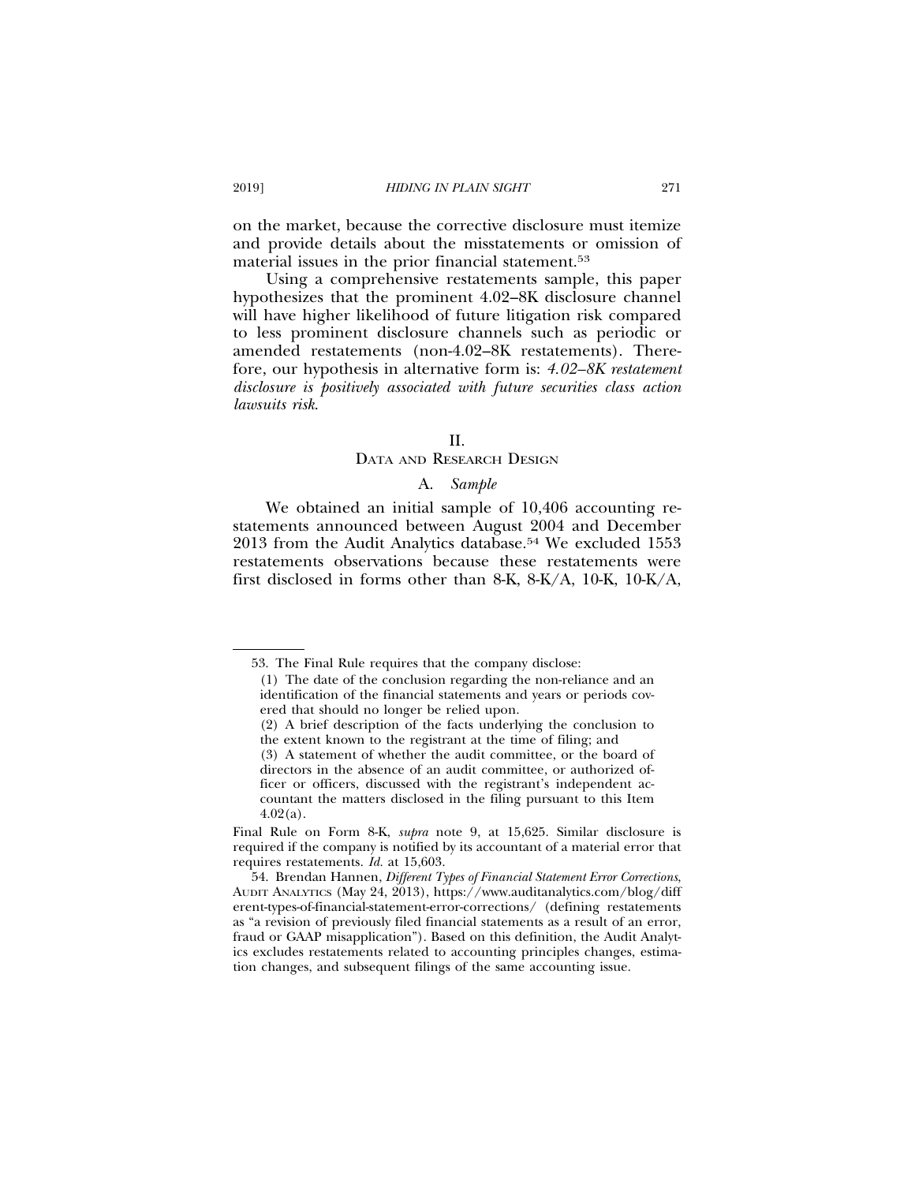on the market, because the corrective disclosure must itemize and provide details about the misstatements or omission of material issues in the prior financial statement.[53]

Using a comprehensive restatements sample, this paper hypothesizes that the prominent 4.02–8K disclosure channel will have higher likelihood of future litigation risk compared to less prominent disclosure channels such as periodic or amended restatements (non-4.02–8K restatements). Therefore, our hypothesis in alternative form is: *4.02–8K restatement disclosure is positively associated with future securities class action lawsuits risk.*

## II.
## DATA AND RESEARCH DESIGN

### A. *Sample*

We obtained an initial sample of 10,406 accounting restatements announced between August 2004 and December 2013 from the Audit Analytics database.[54] We excluded 1553 restatements observations because these restatements were first disclosed in forms other than 8-K, 8-K/A, 10-K, 10-K/A,

---

53. The Final Rule requires that the company disclose:

> (1) The date of the conclusion regarding the non-reliance and an identification of the financial statements and years or periods covered that should no longer be relied upon.
>
> (2) A brief description of the facts underlying the conclusion to the extent known to the registrant at the time of filing; and
>
> (3) A statement of whether the audit committee, or the board of directors in the absence of an audit committee, or authorized officer or officers, discussed with the registrant's independent accountant the matters disclosed in the filing pursuant to this Item 4.02(a).

Final Rule on Form 8-K, *supra* note 9, at 15,625. Similar disclosure is required if the company is notified by its accountant of a material error that requires restatements. *Id.* at 15,603.

54. Brendan Hannen, *Different Types of Financial Statement Error Corrections*, AUDIT ANALYTICS (May 24, 2013), https://www.auditanalytics.com/blog/different-types-of-financial-statement-error-corrections/ (defining restatements as "a revision of previously filed financial statements as a result of an error, fraud or GAAP misapplication"). Based on this definition, the Audit Analytics excludes restatements related to accounting principles changes, estimation changes, and subsequent filings of the same accounting issue.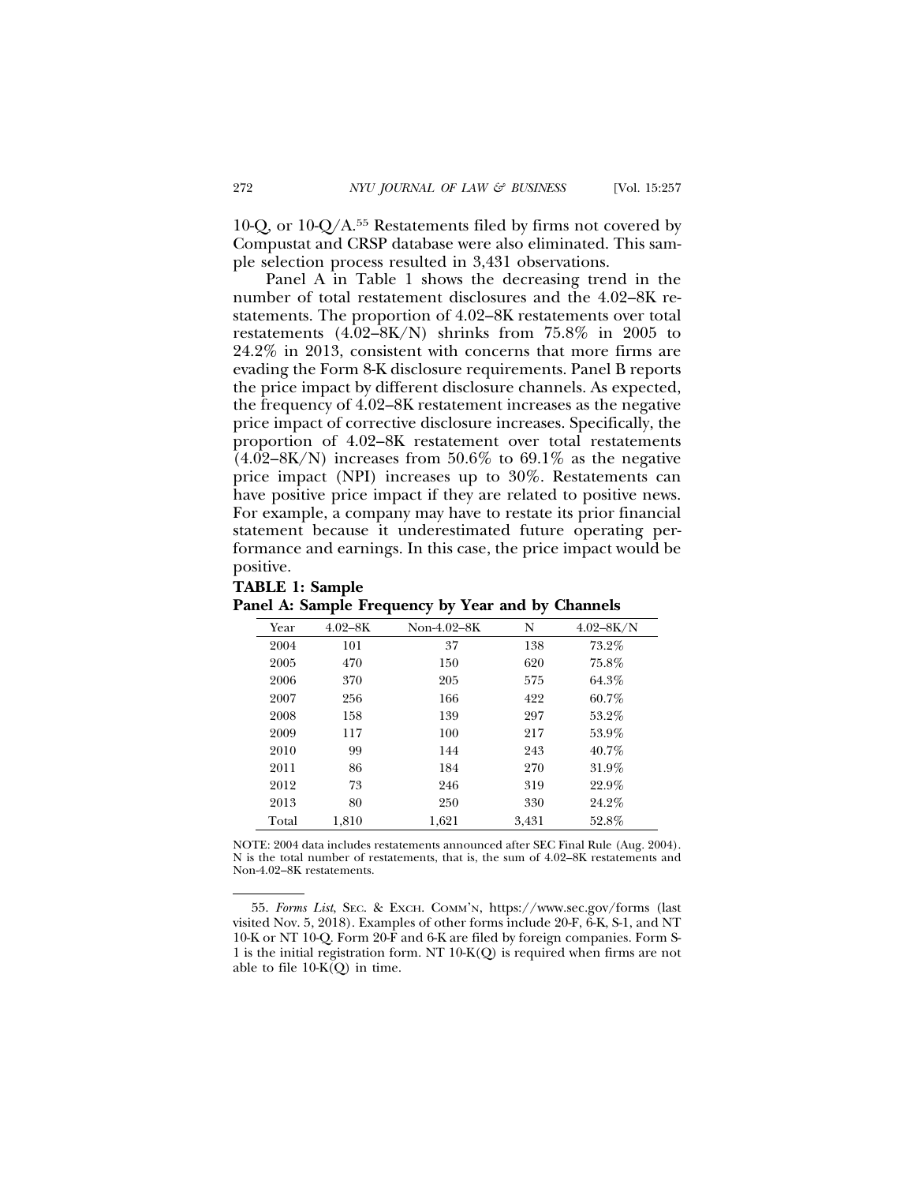10-Q, or 10-Q/A.[55] Restatements filed by firms not covered by Compustat and CRSP database were also eliminated. This sample selection process resulted in 3,431 observations.

Panel A in Table 1 shows the decreasing trend in the number of total restatement disclosures and the 4.02–8K restatements. The proportion of 4.02–8K restatements over total restatements (4.02–8K/N) shrinks from 75.8% in 2005 to 24.2% in 2013, consistent with concerns that more firms are evading the Form 8-K disclosure requirements. Panel B reports the price impact by different disclosure channels. As expected, the frequency of 4.02–8K restatement increases as the negative price impact of corrective disclosure increases. Specifically, the proportion of 4.02–8K restatement over total restatements (4.02–8K/N) increases from 50.6% to 69.1% as the negative price impact (NPI) increases up to 30%. Restatements can have positive price impact if they are related to positive news. For example, a company may have to restate its prior financial statement because it underestimated future operating performance and earnings. In this case, the price impact would be positive.

**TABLE 1: Sample**

**Panel A: Sample Frequency by Year and by Channels**

| Year | 4.02–8K | Non-4.02–8K | N | 4.02–8K/N |
|---|---|---|---|---|
| 2004 | 101 | 37 | 138 | 73.2% |
| 2005 | 470 | 150 | 620 | 75.8% |
| 2006 | 370 | 205 | 575 | 64.3% |
| 2007 | 256 | 166 | 422 | 60.7% |
| 2008 | 158 | 139 | 297 | 53.2% |
| 2009 | 117 | 100 | 217 | 53.9% |
| 2010 | 99 | 144 | 243 | 40.7% |
| 2011 | 86 | 184 | 270 | 31.9% |
| 2012 | 73 | 246 | 319 | 22.9% |
| 2013 | 80 | 250 | 330 | 24.2% |
| Total | 1,810 | 1,621 | 3,431 | 52.8% |

NOTE: 2004 data includes restatements announced after SEC Final Rule (Aug. 2004). N is the total number of restatements, that is, the sum of 4.02–8K restatements and Non-4.02–8K restatements.

55. *Forms List*, SEC. & EXCH. COMM'N, https://www.sec.gov/forms (last visited Nov. 5, 2018). Examples of other forms include 20-F, 6-K, S-1, and NT 10-K or NT 10-Q. Form 20-F and 6-K are filed by foreign companies. Form S-1 is the initial registration form. NT 10-K(Q) is required when firms are not able to file 10-K(Q) in time.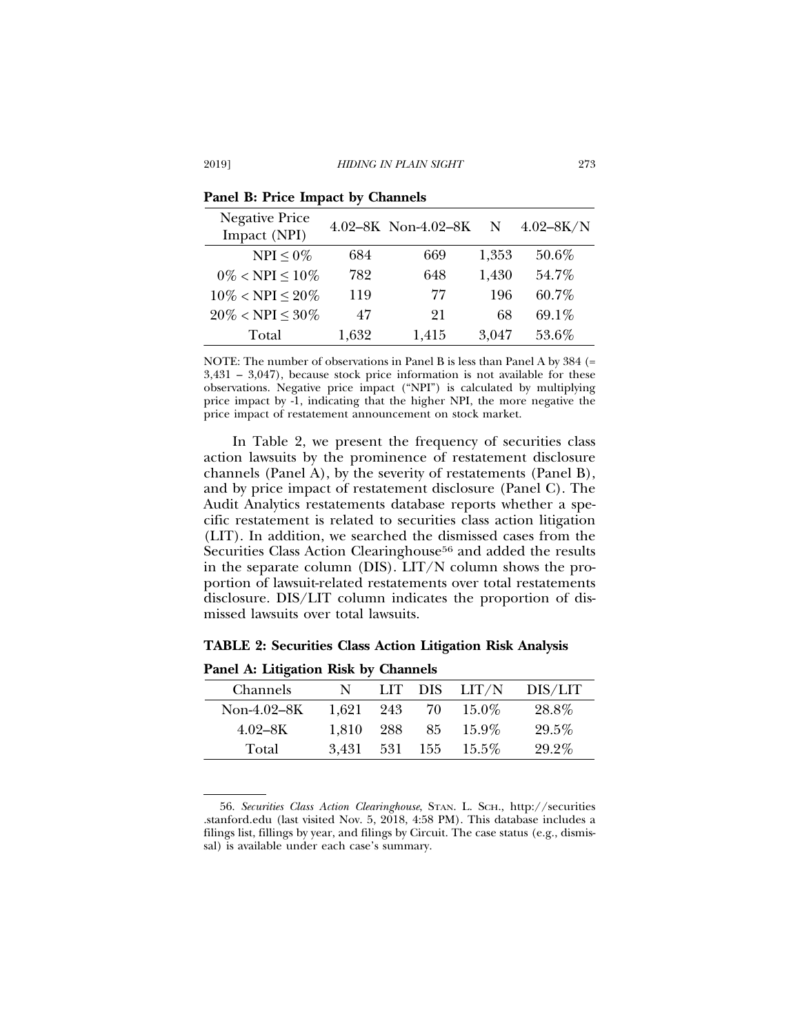**Panel B: Price Impact by Channels**

| Negative Price Impact (NPI) | 4.02–8K | Non-4.02–8K | N | 4.02–8K/N |
|---|---|---|---|---|
| NPI ≤ 0% | 684 | 669 | 1,353 | 50.6% |
| 0% < NPI ≤ 10% | 782 | 648 | 1,430 | 54.7% |
| 10% < NPI ≤ 20% | 119 | 77 | 196 | 60.7% |
| 20% < NPI ≤ 30% | 47 | 21 | 68 | 69.1% |
| Total | 1,632 | 1,415 | 3,047 | 53.6% |

NOTE: The number of observations in Panel B is less than Panel A by 384 (= 3,431 – 3,047), because stock price information is not available for these observations. Negative price impact ("NPI") is calculated by multiplying price impact by -1, indicating that the higher NPI, the more negative the price impact of restatement announcement on stock market.

In Table 2, we present the frequency of securities class action lawsuits by the prominence of restatement disclosure channels (Panel A), by the severity of restatements (Panel B), and by price impact of restatement disclosure (Panel C). The Audit Analytics restatements database reports whether a specific restatement is related to securities class action litigation (LIT). In addition, we searched the dismissed cases from the Securities Class Action Clearinghouse[56] and added the results in the separate column (DIS). LIT/N column shows the proportion of lawsuit-related restatements over total restatements disclosure. DIS/LIT column indicates the proportion of dismissed lawsuits over total lawsuits.

**TABLE 2: Securities Class Action Litigation Risk Analysis**

**Panel A: Litigation Risk by Channels**

| Channels | N | LIT | DIS | LIT/N | DIS/LIT |
|---|---|---|---|---|---|
| Non-4.02–8K | 1,621 | 243 | 70 | 15.0% | 28.8% |
| 4.02–8K | 1,810 | 288 | 85 | 15.9% | 29.5% |
| Total | 3,431 | 531 | 155 | 15.5% | 29.2% |

---

56. *Securities Class Action Clearinghouse*, STAN. L. SCH., http://securities.stanford.edu (last visited Nov. 5, 2018, 4:58 PM). This database includes a filings list, fillings by year, and filings by Circuit. The case status (e.g., dismissal) is available under each case's summary.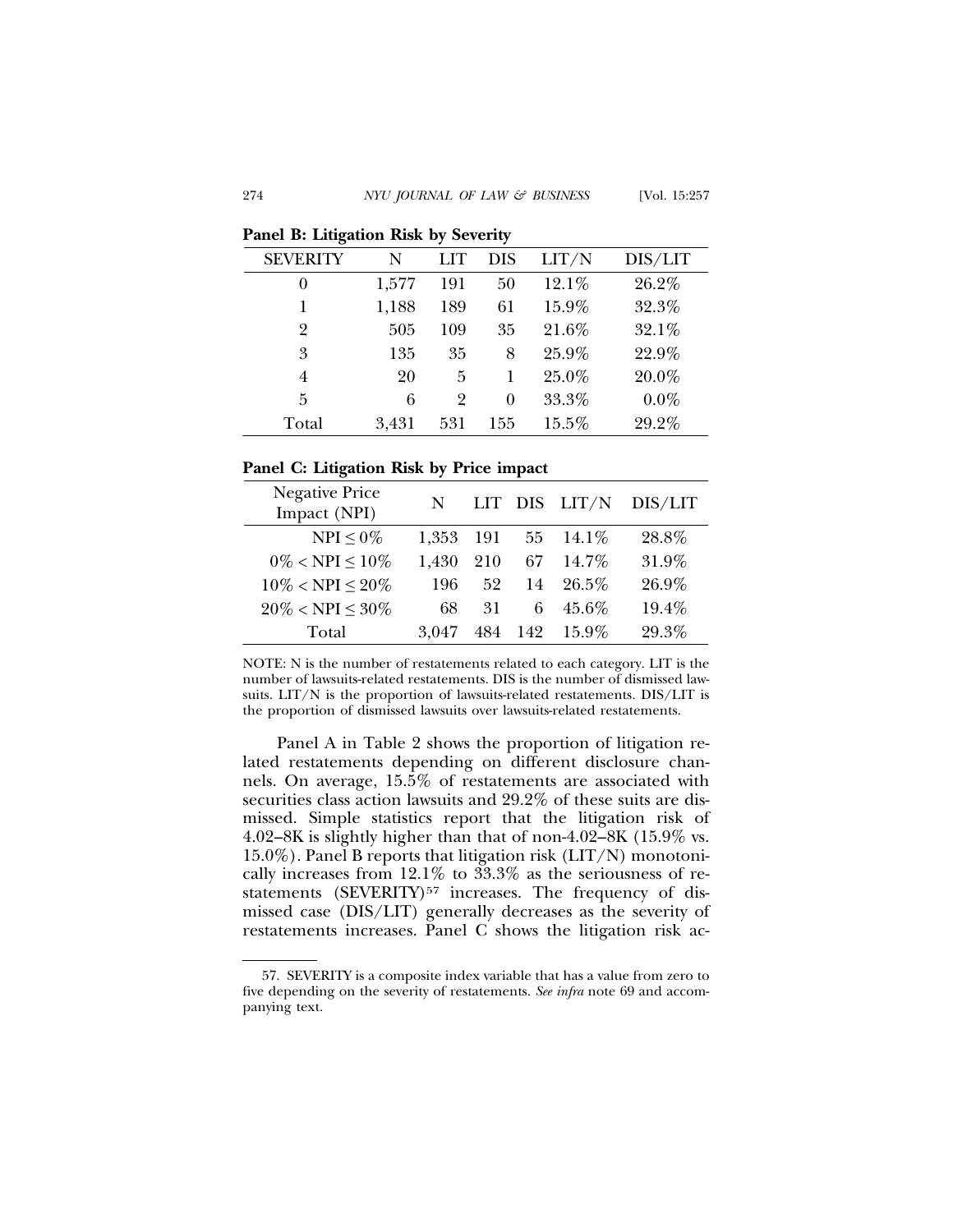**Panel B: Litigation Risk by Severity**

| SEVERITY | N | LIT | DIS | LIT/N | DIS/LIT |
|---|---|---|---|---|---|
| 0 | 1,577 | 191 | 50 | 12.1% | 26.2% |
| 1 | 1,188 | 189 | 61 | 15.9% | 32.3% |
| 2 | 505 | 109 | 35 | 21.6% | 32.1% |
| 3 | 135 | 35 | 8 | 25.9% | 22.9% |
| 4 | 20 | 5 | 1 | 25.0% | 20.0% |
| 5 | 6 | 2 | 0 | 33.3% | 0.0% |
| Total | 3,431 | 531 | 155 | 15.5% | 29.2% |

**Panel C: Litigation Risk by Price impact**

| Negative Price Impact (NPI) | N | LIT | DIS | LIT/N | DIS/LIT |
|---|---|---|---|---|---|
| NPI ≤ 0% | 1,353 | 191 | 55 | 14.1% | 28.8% |
| 0% < NPI ≤ 10% | 1,430 | 210 | 67 | 14.7% | 31.9% |
| 10% < NPI ≤ 20% | 196 | 52 | 14 | 26.5% | 26.9% |
| 20% < NPI ≤ 30% | 68 | 31 | 6 | 45.6% | 19.4% |
| Total | 3,047 | 484 | 142 | 15.9% | 29.3% |

NOTE: N is the number of restatements related to each category. LIT is the number of lawsuits-related restatements. DIS is the number of dismissed lawsuits. LIT/N is the proportion of lawsuits-related restatements. DIS/LIT is the proportion of dismissed lawsuits over lawsuits-related restatements.

Panel A in Table 2 shows the proportion of litigation related restatements depending on different disclosure channels. On average, 15.5% of restatements are associated with securities class action lawsuits and 29.2% of these suits are dismissed. Simple statistics report that the litigation risk of 4.02–8K is slightly higher than that of non-4.02–8K (15.9% vs. 15.0%). Panel B reports that litigation risk (LIT/N) monotonically increases from 12.1% to 33.3% as the seriousness of restatements (SEVERITY)[57] increases. The frequency of dismissed case (DIS/LIT) generally decreases as the severity of restatements increases. Panel C shows the litigation risk ac-

57. SEVERITY is a composite index variable that has a value from zero to five depending on the severity of restatements. *See infra* note 69 and accompanying text.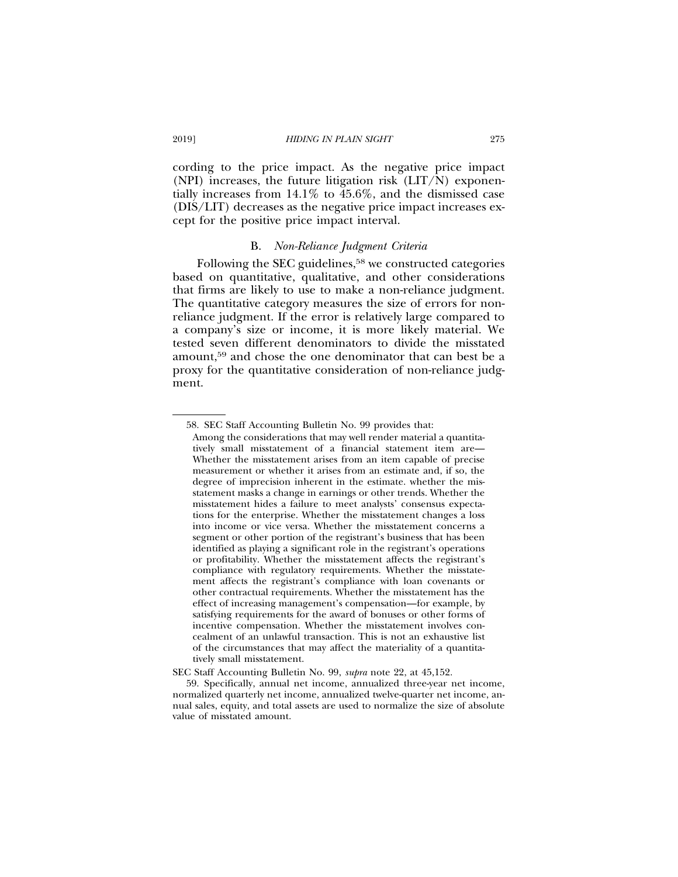cording to the price impact. As the negative price impact (NPI) increases, the future litigation risk (LIT/N) exponentially increases from 14.1% to 45.6%, and the dismissed case (DIS/LIT) decreases as the negative price impact increases except for the positive price impact interval.

### B. *Non-Reliance Judgment Criteria*

Following the SEC guidelines,[58] we constructed categories based on quantitative, qualitative, and other considerations that firms are likely to use to make a non-reliance judgment. The quantitative category measures the size of errors for non-reliance judgment. If the error is relatively large compared to a company's size or income, it is more likely material. We tested seven different denominators to divide the misstated amount,[59] and chose the one denominator that can best be a proxy for the quantitative consideration of non-reliance judgment.

---

58. SEC Staff Accounting Bulletin No. 99 provides that:

> Among the considerations that may well render material a quantitatively small misstatement of a financial statement item are— Whether the misstatement arises from an item capable of precise measurement or whether it arises from an estimate and, if so, the degree of imprecision inherent in the estimate. whether the misstatement masks a change in earnings or other trends. Whether the misstatement hides a failure to meet analysts' consensus expectations for the enterprise. Whether the misstatement changes a loss into income or vice versa. Whether the misstatement concerns a segment or other portion of the registrant's business that has been identified as playing a significant role in the registrant's operations or profitability. Whether the misstatement affects the registrant's compliance with regulatory requirements. Whether the misstatement affects the registrant's compliance with loan covenants or other contractual requirements. Whether the misstatement has the effect of increasing management's compensation—for example, by satisfying requirements for the award of bonuses or other forms of incentive compensation. Whether the misstatement involves concealment of an unlawful transaction. This is not an exhaustive list of the circumstances that may affect the materiality of a quantitatively small misstatement.

SEC Staff Accounting Bulletin No. 99, *supra* note 22, at 45,152.

59. Specifically, annual net income, annualized three-year net income, normalized quarterly net income, annualized twelve-quarter net income, annual sales, equity, and total assets are used to normalize the size of absolute value of misstated amount.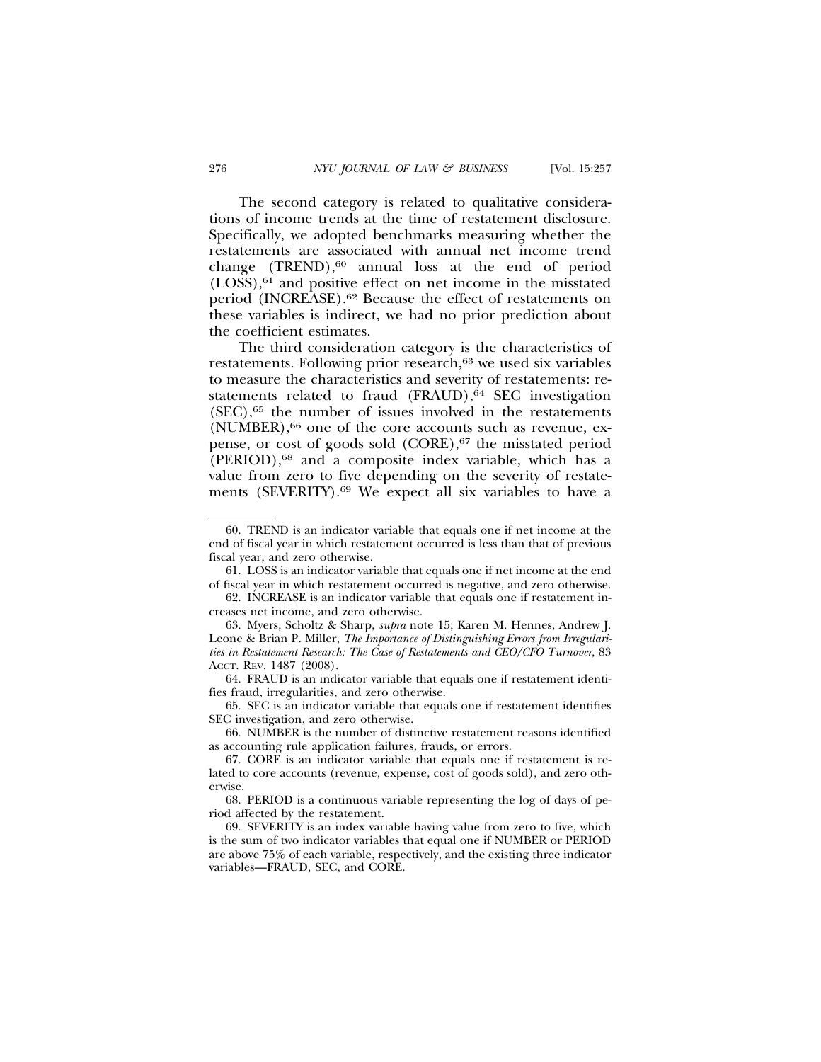The second category is related to qualitative considerations of income trends at the time of restatement disclosure. Specifically, we adopted benchmarks measuring whether the restatements are associated with annual net income trend change (TREND),[60] annual loss at the end of period (LOSS),[61] and positive effect on net income in the misstated period (INCREASE).[62] Because the effect of restatements on these variables is indirect, we had no prior prediction about the coefficient estimates.

The third consideration category is the characteristics of restatements. Following prior research,[63] we used six variables to measure the characteristics and severity of restatements: restatements related to fraud (FRAUD),[64] SEC investigation (SEC),[65] the number of issues involved in the restatements (NUMBER),[66] one of the core accounts such as revenue, expense, or cost of goods sold (CORE),[67] the misstated period (PERIOD),[68] and a composite index variable, which has a value from zero to five depending on the severity of restatements (SEVERITY).[69] We expect all six variables to have a

---

60. TREND is an indicator variable that equals one if net income at the end of fiscal year in which restatement occurred is less than that of previous fiscal year, and zero otherwise.

61. LOSS is an indicator variable that equals one if net income at the end of fiscal year in which restatement occurred is negative, and zero otherwise.

62. INCREASE is an indicator variable that equals one if restatement increases net income, and zero otherwise.

63. Myers, Scholtz & Sharp, *supra* note 15; Karen M. Hennes, Andrew J. Leone & Brian P. Miller, *The Importance of Distinguishing Errors from Irregularities in Restatement Research: The Case of Restatements and CEO/CFO Turnover,* 83 ACCT. REV. 1487 (2008).

64. FRAUD is an indicator variable that equals one if restatement identifies fraud, irregularities, and zero otherwise.

65. SEC is an indicator variable that equals one if restatement identifies SEC investigation, and zero otherwise.

66. NUMBER is the number of distinctive restatement reasons identified as accounting rule application failures, frauds, or errors.

67. CORE is an indicator variable that equals one if restatement is related to core accounts (revenue, expense, cost of goods sold), and zero otherwise.

68. PERIOD is a continuous variable representing the log of days of period affected by the restatement.

69. SEVERITY is an index variable having value from zero to five, which is the sum of two indicator variables that equal one if NUMBER or PERIOD are above 75% of each variable, respectively, and the existing three indicator variables—FRAUD, SEC, and CORE.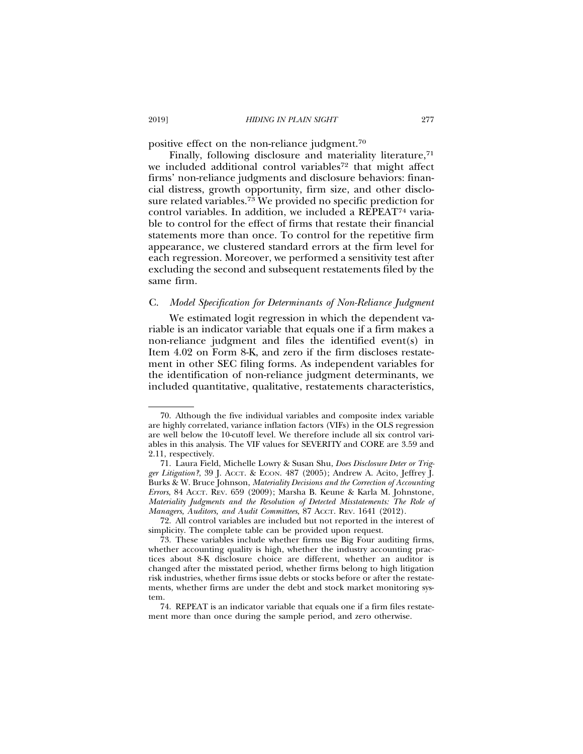positive effect on the non-reliance judgment.[70]

Finally, following disclosure and materiality literature,[71] we included additional control variables[72] that might affect firms' non-reliance judgments and disclosure behaviors: financial distress, growth opportunity, firm size, and other disclosure related variables.[73] We provided no specific prediction for control variables. In addition, we included a REPEAT[74] variable to control for the effect of firms that restate their financial statements more than once. To control for the repetitive firm appearance, we clustered standard errors at the firm level for each regression. Moreover, we performed a sensitivity test after excluding the second and subsequent restatements filed by the same firm.

### C. *Model Specification for Determinants of Non-Reliance Judgment*

We estimated logit regression in which the dependent variable is an indicator variable that equals one if a firm makes a non-reliance judgment and files the identified event(s) in Item 4.02 on Form 8-K, and zero if the firm discloses restatement in other SEC filing forms. As independent variables for the identification of non-reliance judgment determinants, we included quantitative, qualitative, restatements characteristics,

---

70. Although the five individual variables and composite index variable are highly correlated, variance inflation factors (VIFs) in the OLS regression are well below the 10-cutoff level. We therefore include all six control variables in this analysis. The VIF values for SEVERITY and CORE are 3.59 and 2.11, respectively.

71. Laura Field, Michelle Lowry & Susan Shu, *Does Disclosure Deter or Trigger Litigation?*, 39 J. ACCT. & ECON. 487 (2005); Andrew A. Acito, Jeffrey J. Burks & W. Bruce Johnson, *Materiality Decisions and the Correction of Accounting Errors*, 84 ACCT. REV. 659 (2009); Marsha B. Keune & Karla M. Johnstone, *Materiality Judgments and the Resolution of Detected Misstatements: The Role of Managers, Auditors, and Audit Committees*, 87 ACCT. REV. 1641 (2012).

72. All control variables are included but not reported in the interest of simplicity. The complete table can be provided upon request.

73. These variables include whether firms use Big Four auditing firms, whether accounting quality is high, whether the industry accounting practices about 8-K disclosure choice are different, whether an auditor is changed after the misstated period, whether firms belong to high litigation risk industries, whether firms issue debts or stocks before or after the restatements, whether firms are under the debt and stock market monitoring system.

74. REPEAT is an indicator variable that equals one if a firm files restatement more than once during the sample period, and zero otherwise.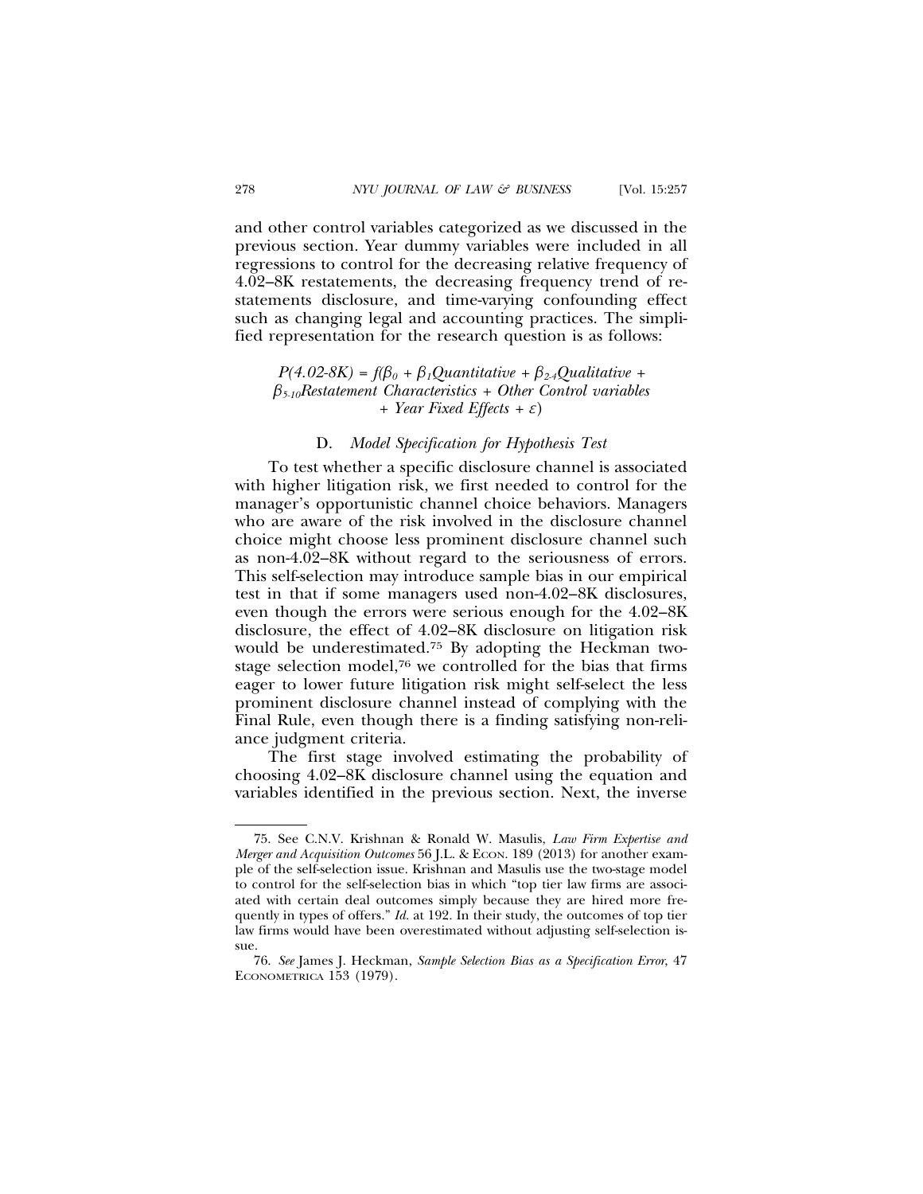and other control variables categorized as we discussed in the previous section. Year dummy variables were included in all regressions to control for the decreasing relative frequency of 4.02–8K restatements, the decreasing frequency trend of restatements disclosure, and time-varying confounding effect such as changing legal and accounting practices. The simplified representation for the research question is as follows:

$$P(4.02\text{-}8K) = f(\beta_0 + \beta_1 Quantitative + \beta_{2\text{-}4} Qualitative + \beta_{5\text{-}10} Restatement\ Characteristics + Other\ Control\ variables + Year\ Fixed\ Effects + \varepsilon)$$

### D. *Model Specification for Hypothesis Test*

To test whether a specific disclosure channel is associated with higher litigation risk, we first needed to control for the manager's opportunistic channel choice behaviors. Managers who are aware of the risk involved in the disclosure channel choice might choose less prominent disclosure channel such as non-4.02–8K without regard to the seriousness of errors. This self-selection may introduce sample bias in our empirical test in that if some managers used non-4.02–8K disclosures, even though the errors were serious enough for the 4.02–8K disclosure, the effect of 4.02–8K disclosure on litigation risk would be underestimated.[75] By adopting the Heckman two-stage selection model,[76] we controlled for the bias that firms eager to lower future litigation risk might self-select the less prominent disclosure channel instead of complying with the Final Rule, even though there is a finding satisfying non-reliance judgment criteria.

The first stage involved estimating the probability of choosing 4.02–8K disclosure channel using the equation and variables identified in the previous section. Next, the inverse

---

75. See C.N.V. Krishnan & Ronald W. Masulis, *Law Firm Expertise and Merger and Acquisition Outcomes* 56 J.L. & ECON. 189 (2013) for another example of the self-selection issue. Krishnan and Masulis use the two-stage model to control for the self-selection bias in which "top tier law firms are associated with certain deal outcomes simply because they are hired more frequently in types of offers." *Id.* at 192. In their study, the outcomes of top tier law firms would have been overestimated without adjusting self-selection issue.

76. *See* James J. Heckman, *Sample Selection Bias as a Specification Error*, 47 ECONOMETRICA 153 (1979).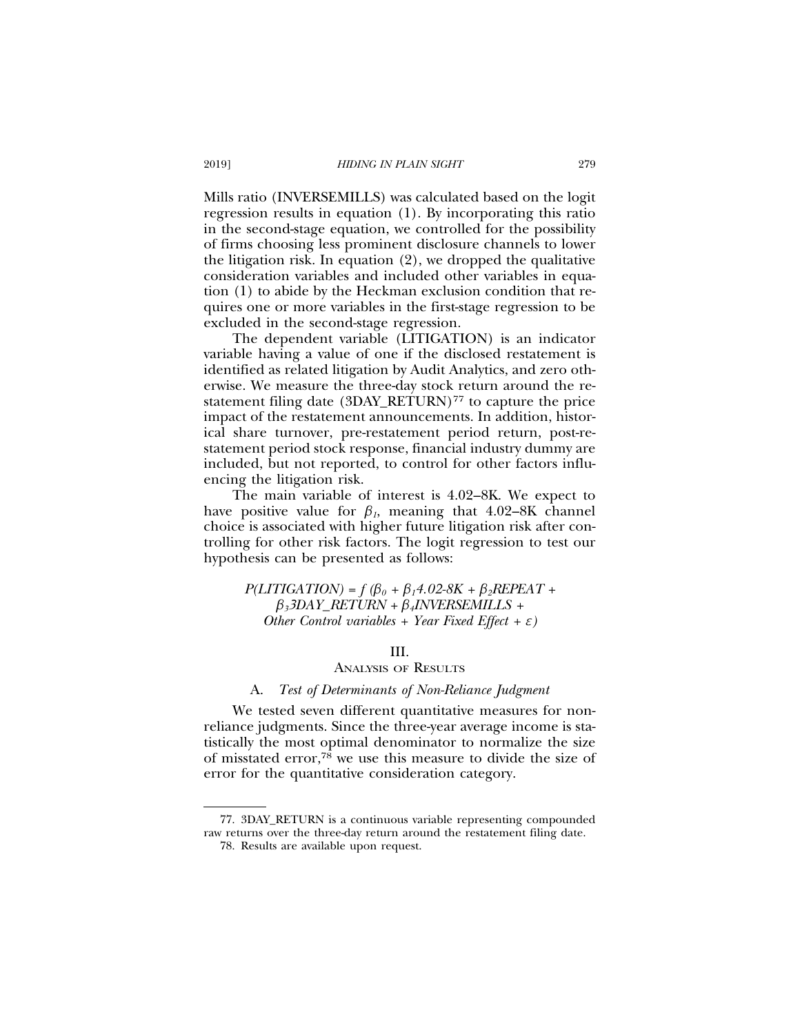Mills ratio (INVERSEMILLS) was calculated based on the logit regression results in equation (1). By incorporating this ratio in the second-stage equation, we controlled for the possibility of firms choosing less prominent disclosure channels to lower the litigation risk. In equation (2), we dropped the qualitative consideration variables and included other variables in equation (1) to abide by the Heckman exclusion condition that requires one or more variables in the first-stage regression to be excluded in the second-stage regression.

The dependent variable (LITIGATION) is an indicator variable having a value of one if the disclosed restatement is identified as related litigation by Audit Analytics, and zero otherwise. We measure the three-day stock return around the restatement filing date (3DAY_RETURN)[77] to capture the price impact of the restatement announcements. In addition, historical share turnover, pre-restatement period return, post-restatement period stock response, financial industry dummy are included, but not reported, to control for other factors influencing the litigation risk.

The main variable of interest is 4.02–8K. We expect to have positive value for $\beta_1$, meaning that 4.02–8K channel choice is associated with higher future litigation risk after controlling for other risk factors. The logit regression to test our hypothesis can be presented as follows:

$$P(LITIGATION) = f\,(\beta_0 + \beta_1 4.02\text{-}8K + \beta_2 REPEAT + \beta_3 3DAY\_RETURN + \beta_4 INVERSEMILLS + \textit{Other Control variables} + \textit{Year Fixed Effect} + \varepsilon)$$

## III. ANALYSIS OF RESULTS

### A. *Test of Determinants of Non-Reliance Judgment*

We tested seven different quantitative measures for non-reliance judgments. Since the three-year average income is statistically the most optimal denominator to normalize the size of misstated error,[78] we use this measure to divide the size of error for the quantitative consideration category.

---

77. 3DAY_RETURN is a continuous variable representing compounded raw returns over the three-day return around the restatement filing date.

78. Results are available upon request.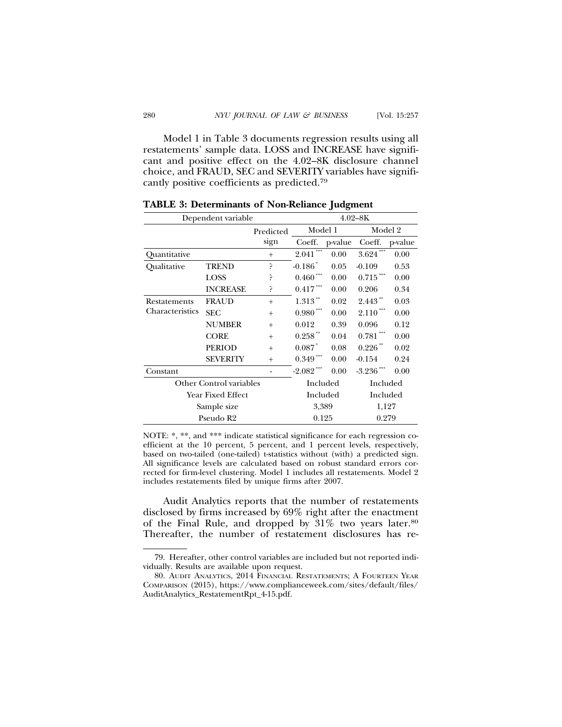Model 1 in Table 3 documents regression results using all restatements' sample data. LOSS and INCREASE have significant and positive effect on the 4.02–8K disclosure channel choice, and FRAUD, SEC and SEVERITY variables have significantly positive coefficients as predicted.[79]

**TABLE 3: Determinants of Non-Reliance Judgment**

| Dependent variable | | | 4.02–8K | | | |
|---|---|---|---|---|---|---|
| | | Predicted | Model 1 | | Model 2 | |
| | | sign | Coeff. | p-value | Coeff. | p-value |
| Quantitative | | + | 2.041*** | 0.00 | 3.624*** | 0.00 |
| Qualitative | TREND | ? | -0.186* | 0.05 | -0.109 | 0.53 |
| | LOSS | ? | 0.460*** | 0.00 | 0.715*** | 0.00 |
| | INCREASE | ? | 0.417*** | 0.00 | 0.206 | 0.34 |
| Restatements Characteristics | FRAUD | + | 1.313** | 0.02 | 2.443** | 0.03 |
| | SEC | + | 0.980*** | 0.00 | 2.110*** | 0.00 |
| | NUMBER | + | 0.012 | 0.39 | 0.096 | 0.12 |
| | CORE | + | 0.258** | 0.04 | 0.781*** | 0.00 |
| | PERIOD | + | 0.087* | 0.08 | 0.226** | 0.02 |
| | SEVERITY | + | 0.349*** | 0.00 | -0.154 | 0.24 |
| Constant | | - | -2.082*** | 0.00 | -3.236*** | 0.00 |
| Other Control variables | | | Included | | Included | |
| Year Fixed Effect | | | Included | | Included | |
| Sample size | | | 3,389 | | 1,127 | |
| Pseudo R2 | | | 0.125 | | 0.279 | |

NOTE: *, **, and *** indicate statistical significance for each regression coefficient at the 10 percent, 5 percent, and 1 percent levels, respectively, based on two-tailed (one-tailed) t-statistics without (with) a predicted sign. All significance levels are calculated based on robust standard errors corrected for firm-level clustering. Model 1 includes all restatements. Model 2 includes restatements filed by unique firms after 2007.

Audit Analytics reports that the number of restatements disclosed by firms increased by 69% right after the enactment of the Final Rule, and dropped by 31% two years later.[80] Thereafter, the number of restatement disclosures has re-

79. Hereafter, other control variables are included but not reported individually. Results are available upon request.

80. AUDIT ANALYTICS, 2014 FINANCIAL RESTATEMENTS; A FOURTEEN YEAR COMPARISON (2015), https://www.complianceweek.com/sites/default/files/AuditAnalytics_RestatementRpt_4-15.pdf.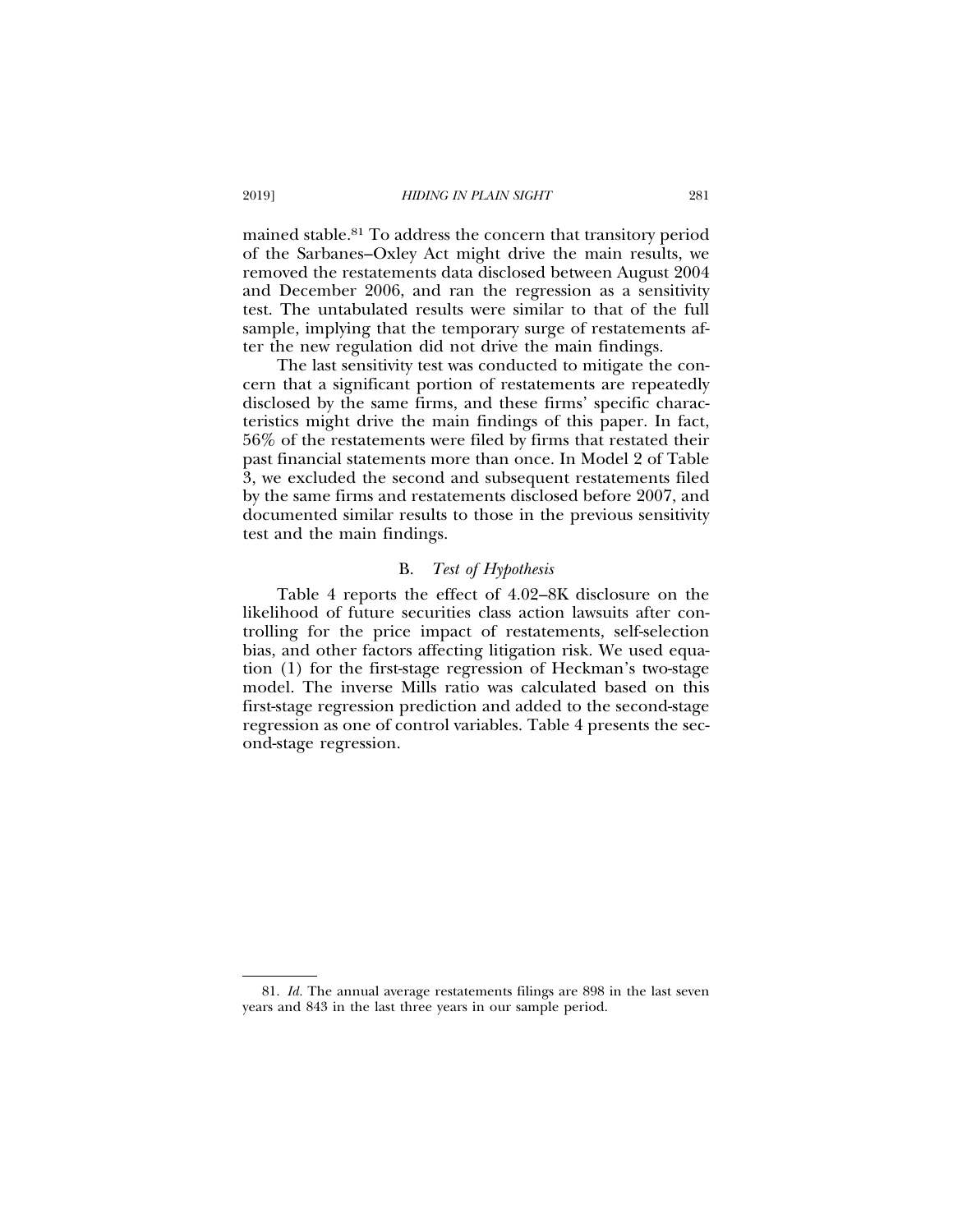mained stable.[81] To address the concern that transitory period of the Sarbanes–Oxley Act might drive the main results, we removed the restatements data disclosed between August 2004 and December 2006, and ran the regression as a sensitivity test. The untabulated results were similar to that of the full sample, implying that the temporary surge of restatements after the new regulation did not drive the main findings.

The last sensitivity test was conducted to mitigate the concern that a significant portion of restatements are repeatedly disclosed by the same firms, and these firms' specific characteristics might drive the main findings of this paper. In fact, 56% of the restatements were filed by firms that restated their past financial statements more than once. In Model 2 of Table 3, we excluded the second and subsequent restatements filed by the same firms and restatements disclosed before 2007, and documented similar results to those in the previous sensitivity test and the main findings.

### B. *Test of Hypothesis*

Table 4 reports the effect of 4.02–8K disclosure on the likelihood of future securities class action lawsuits after controlling for the price impact of restatements, self-selection bias, and other factors affecting litigation risk. We used equation (1) for the first-stage regression of Heckman's two-stage model. The inverse Mills ratio was calculated based on this first-stage regression prediction and added to the second-stage regression as one of control variables. Table 4 presents the second-stage regression.

---

81. *Id.* The annual average restatements filings are 898 in the last seven years and 843 in the last three years in our sample period.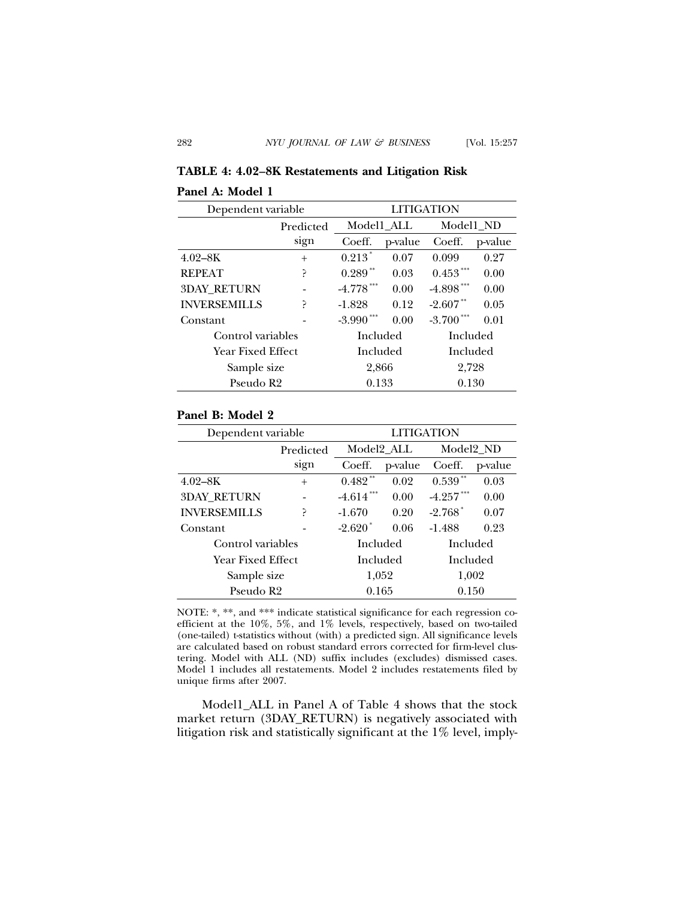**TABLE 4: 4.02–8K Restatements and Litigation Risk**

**Panel A: Model 1**

| Dependent variable | | LITIGATION | | | |
|---|---|---|---|---|---|
| | Predicted | Model1_ALL | | Model1_ND | |
| | sign | Coeff. | p-value | Coeff. | p-value |
| 4.02–8K | + | 0.213* | 0.07 | 0.099 | 0.27 |
| REPEAT | ? | 0.289** | 0.03 | 0.453*** | 0.00 |
| 3DAY_RETURN | - | -4.778*** | 0.00 | -4.898*** | 0.00 |
| INVERSEMILLS | ? | -1.828 | 0.12 | -2.607** | 0.05 |
| Constant | - | -3.990*** | 0.00 | -3.700*** | 0.01 |
| Control variables | | Included | | Included | |
| Year Fixed Effect | | Included | | Included | |
| Sample size | | 2,866 | | 2,728 | |
| Pseudo R2 | | 0.133 | | 0.130 | |

**Panel B: Model 2**

| Dependent variable | | LITIGATION | | | |
|---|---|---|---|---|---|
| | Predicted | Model2_ALL | | Model2_ND | |
| | sign | Coeff. | p-value | Coeff. | p-value |
| 4.02–8K | + | 0.482** | 0.02 | 0.539** | 0.03 |
| 3DAY_RETURN | - | -4.614*** | 0.00 | -4.257*** | 0.00 |
| INVERSEMILLS | ? | -1.670 | 0.20 | -2.768* | 0.07 |
| Constant | - | -2.620* | 0.06 | -1.488 | 0.23 |
| Control variables | | Included | | Included | |
| Year Fixed Effect | | Included | | Included | |
| Sample size | | 1,052 | | 1,002 | |
| Pseudo R2 | | 0.165 | | 0.150 | |

NOTE: *, **, and *** indicate statistical significance for each regression coefficient at the 10%, 5%, and 1% levels, respectively, based on two-tailed (one-tailed) t-statistics without (with) a predicted sign. All significance levels are calculated based on robust standard errors corrected for firm-level clustering. Model with ALL (ND) suffix includes (excludes) dismissed cases. Model 1 includes all restatements. Model 2 includes restatements filed by unique firms after 2007.

Model1_ALL in Panel A of Table 4 shows that the stock market return (3DAY_RETURN) is negatively associated with litigation risk and statistically significant at the 1% level, imply-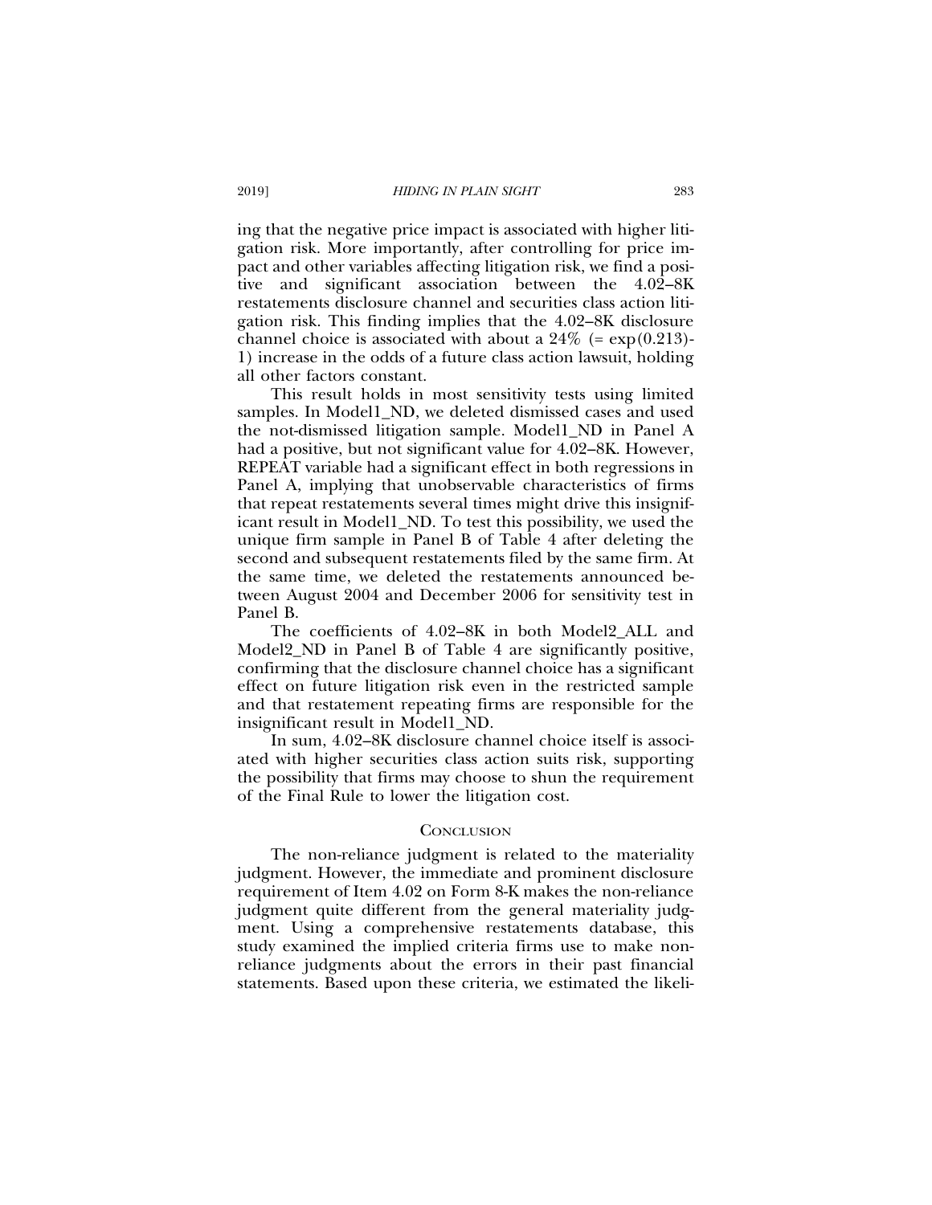ing that the negative price impact is associated with higher litigation risk. More importantly, after controlling for price impact and other variables affecting litigation risk, we find a positive and significant association between the 4.02–8K restatements disclosure channel and securities class action litigation risk. This finding implies that the 4.02–8K disclosure channel choice is associated with about a 24% (= exp(0.213)-1) increase in the odds of a future class action lawsuit, holding all other factors constant.

This result holds in most sensitivity tests using limited samples. In Model1_ND, we deleted dismissed cases and used the not-dismissed litigation sample. Model1_ND in Panel A had a positive, but not significant value for 4.02–8K. However, REPEAT variable had a significant effect in both regressions in Panel A, implying that unobservable characteristics of firms that repeat restatements several times might drive this insignificant result in Model1_ND. To test this possibility, we used the unique firm sample in Panel B of Table 4 after deleting the second and subsequent restatements filed by the same firm. At the same time, we deleted the restatements announced between August 2004 and December 2006 for sensitivity test in Panel B.

The coefficients of 4.02–8K in both Model2_ALL and Model2_ND in Panel B of Table 4 are significantly positive, confirming that the disclosure channel choice has a significant effect on future litigation risk even in the restricted sample and that restatement repeating firms are responsible for the insignificant result in Model1_ND.

In sum, 4.02–8K disclosure channel choice itself is associated with higher securities class action suits risk, supporting the possibility that firms may choose to shun the requirement of the Final Rule to lower the litigation cost.

## Conclusion

The non-reliance judgment is related to the materiality judgment. However, the immediate and prominent disclosure requirement of Item 4.02 on Form 8-K makes the non-reliance judgment quite different from the general materiality judgment. Using a comprehensive restatements database, this study examined the implied criteria firms use to make non-reliance judgments about the errors in their past financial statements. Based upon these criteria, we estimated the likeli-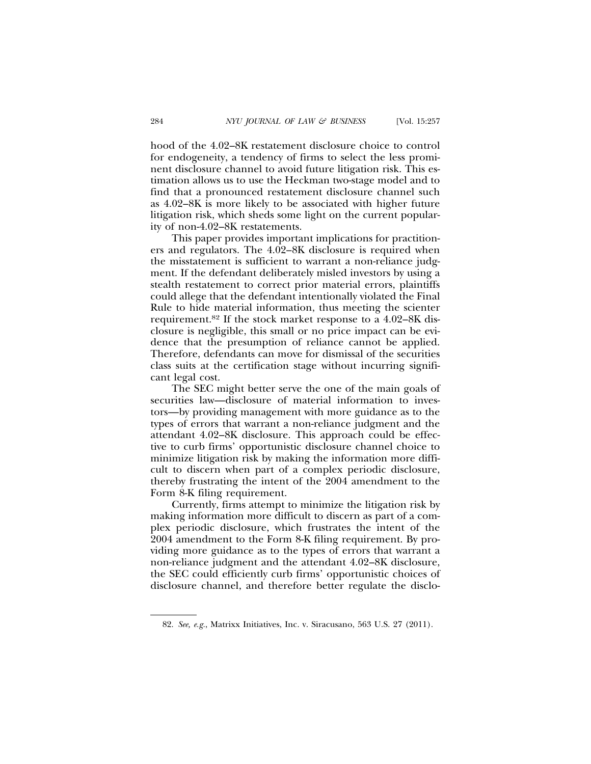hood of the 4.02–8K restatement disclosure choice to control for endogeneity, a tendency of firms to select the less prominent disclosure channel to avoid future litigation risk. This estimation allows us to use the Heckman two-stage model and to find that a pronounced restatement disclosure channel such as 4.02–8K is more likely to be associated with higher future litigation risk, which sheds some light on the current popularity of non-4.02–8K restatements.

This paper provides important implications for practitioners and regulators. The 4.02–8K disclosure is required when the misstatement is sufficient to warrant a non-reliance judgment. If the defendant deliberately misled investors by using a stealth restatement to correct prior material errors, plaintiffs could allege that the defendant intentionally violated the Final Rule to hide material information, thus meeting the scienter requirement.[82] If the stock market response to a 4.02–8K disclosure is negligible, this small or no price impact can be evidence that the presumption of reliance cannot be applied. Therefore, defendants can move for dismissal of the securities class suits at the certification stage without incurring significant legal cost.

The SEC might better serve the one of the main goals of securities law—disclosure of material information to investors—by providing management with more guidance as to the types of errors that warrant a non-reliance judgment and the attendant 4.02–8K disclosure. This approach could be effective to curb firms' opportunistic disclosure channel choice to minimize litigation risk by making the information more difficult to discern when part of a complex periodic disclosure, thereby frustrating the intent of the 2004 amendment to the Form 8-K filing requirement.

Currently, firms attempt to minimize the litigation risk by making information more difficult to discern as part of a complex periodic disclosure, which frustrates the intent of the 2004 amendment to the Form 8-K filing requirement. By providing more guidance as to the types of errors that warrant a non-reliance judgment and the attendant 4.02–8K disclosure, the SEC could efficiently curb firms' opportunistic choices of disclosure channel, and therefore better regulate the disclo-

---

82. *See, e.g.*, Matrixx Initiatives, Inc. v. Siracusano, 563 U.S. 27 (2011).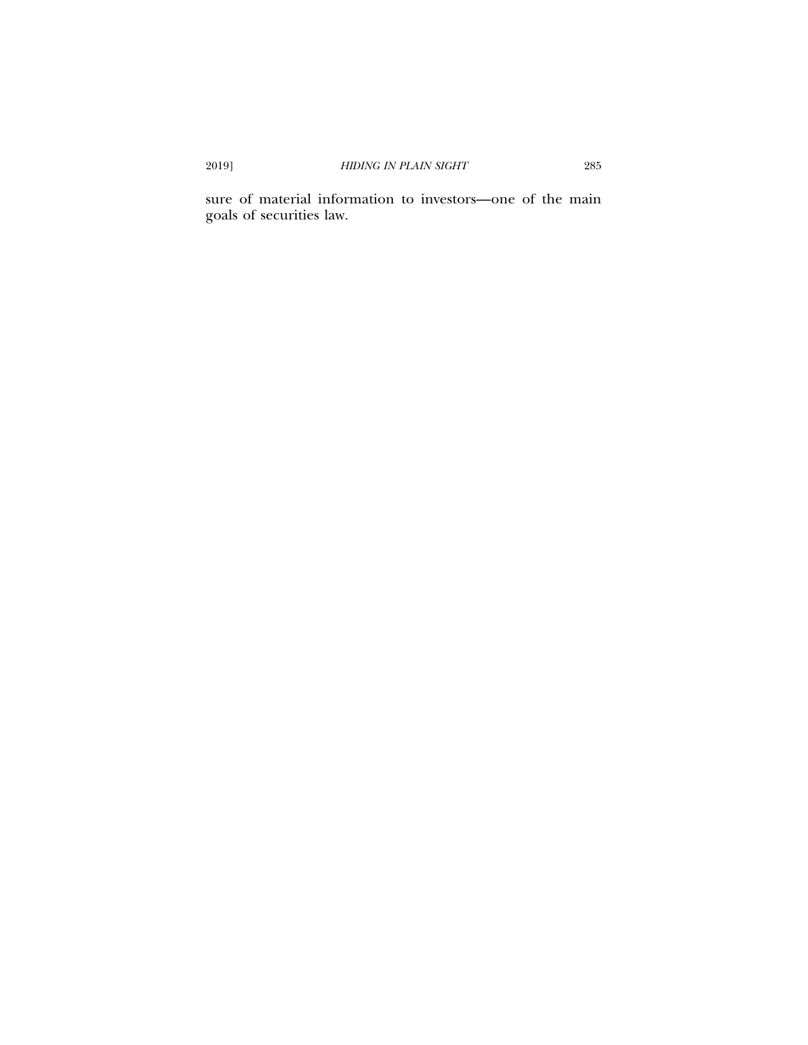sure of material information to investors—one of the main goals of securities law.